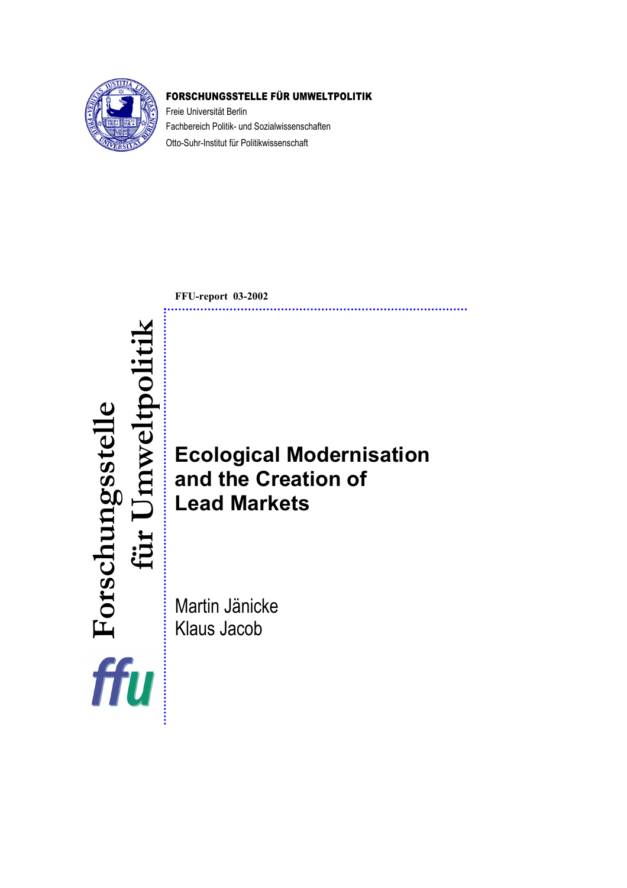**FORSCHUNGSSTELLE FÜR UMWELTPOLITIK**

Freie Universität Berlin
Fachbereich Politik- und Sozialwissenschaften
Otto-Suhr-Institut für Politikwissenschaft

**FFU-report 03-2002**

Forschungsstelle für Umweltpolitik

ffu

# Ecological Modernisation and the Creation of Lead Markets

Martin Jänicke
Klaus Jacob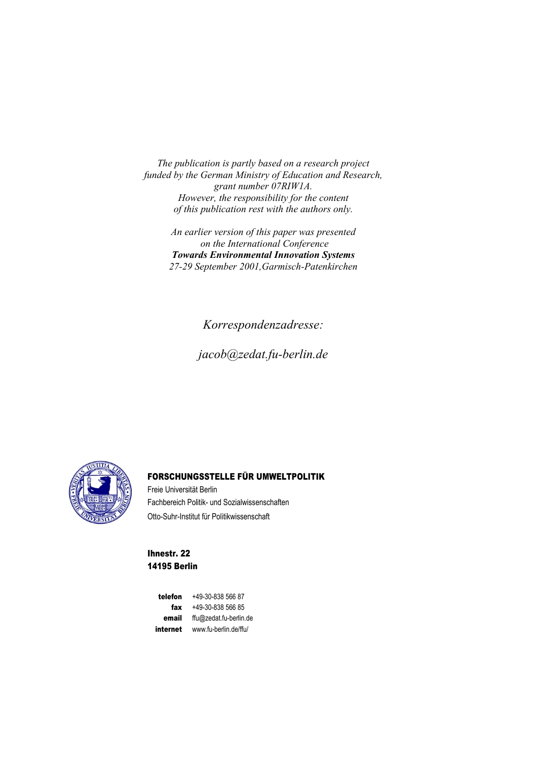*The publication is partly based on a research project funded by the German Ministry of Education and Research, grant number 07RIW1A. However, the responsibility for the content of this publication rest with the authors only.*

*An earlier version of this paper was presented on the International Conference* ***Towards Environmental Innovation Systems*** *27-29 September 2001,Garmisch-Patenkirchen*

*Korrespondenzadresse:*

*jacob@zedat.fu-berlin.de*

**FORSCHUNGSSTELLE FÜR UMWELTPOLITIK**

Freie Universität Berlin
Fachbereich Politik- und Sozialwissenschaften
Otto-Suhr-Institut für Politikwissenschaft

**Ihnestr. 22**
**14195 Berlin**

| | |
|---|---|
| **telefon** | +49-30-838 566 87 |
| **fax** | +49-30-838 566 85 |
| **email** | ffu@zedat.fu-berlin.de |
| **internet** | www.fu-berlin.de/ffu/ |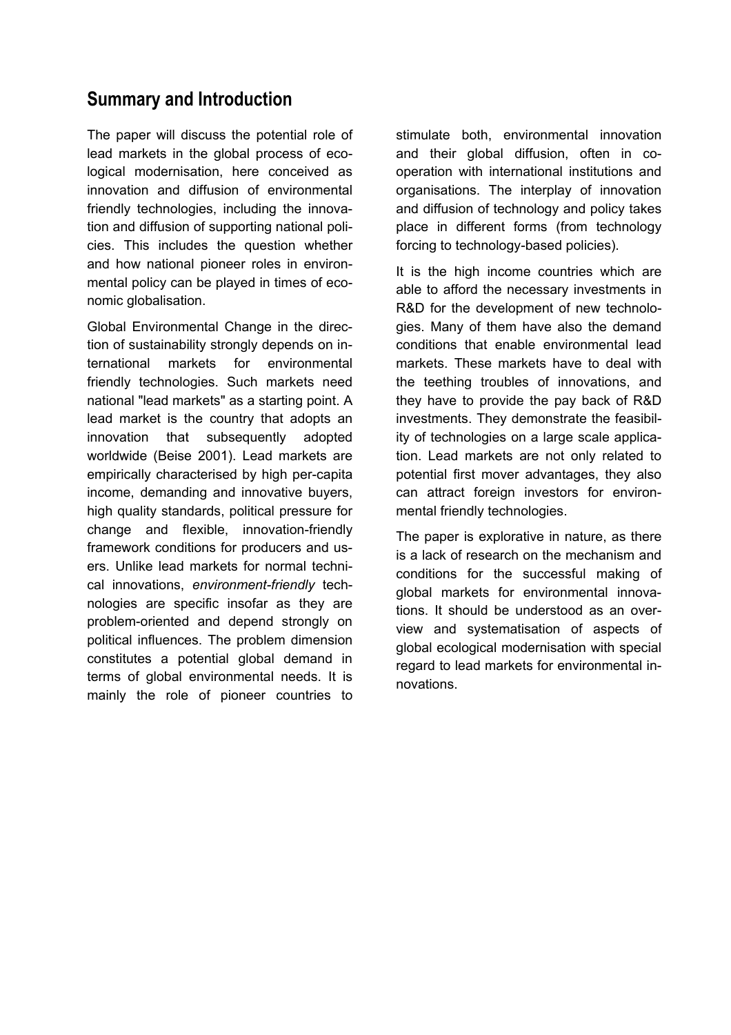## Summary and Introduction

The paper will discuss the potential role of lead markets in the global process of ecological modernisation, here conceived as innovation and diffusion of environmental friendly technologies, including the innovation and diffusion of supporting national policies. This includes the question whether and how national pioneer roles in environmental policy can be played in times of economic globalisation.

Global Environmental Change in the direction of sustainability strongly depends on international markets for environmental friendly technologies. Such markets need national "lead markets" as a starting point. A lead market is the country that adopts an innovation that subsequently adopted worldwide (Beise 2001). Lead markets are empirically characterised by high per-capita income, demanding and innovative buyers, high quality standards, political pressure for change and flexible, innovation-friendly framework conditions for producers and users. Unlike lead markets for normal technical innovations, *environment-friendly* technologies are specific insofar as they are problem-oriented and depend strongly on political influences. The problem dimension constitutes a potential global demand in terms of global environmental needs. It is mainly the role of pioneer countries to stimulate both, environmental innovation and their global diffusion, often in cooperation with international institutions and organisations. The interplay of innovation and diffusion of technology and policy takes place in different forms (from technology forcing to technology-based policies).

It is the high income countries which are able to afford the necessary investments in R&D for the development of new technologies. Many of them have also the demand conditions that enable environmental lead markets. These markets have to deal with the teething troubles of innovations, and they have to provide the pay back of R&D investments. They demonstrate the feasibility of technologies on a large scale application. Lead markets are not only related to potential first mover advantages, they also can attract foreign investors for environmental friendly technologies.

The paper is explorative in nature, as there is a lack of research on the mechanism and conditions for the successful making of global markets for environmental innovations. It should be understood as an overview and systematisation of aspects of global ecological modernisation with special regard to lead markets for environmental innovations.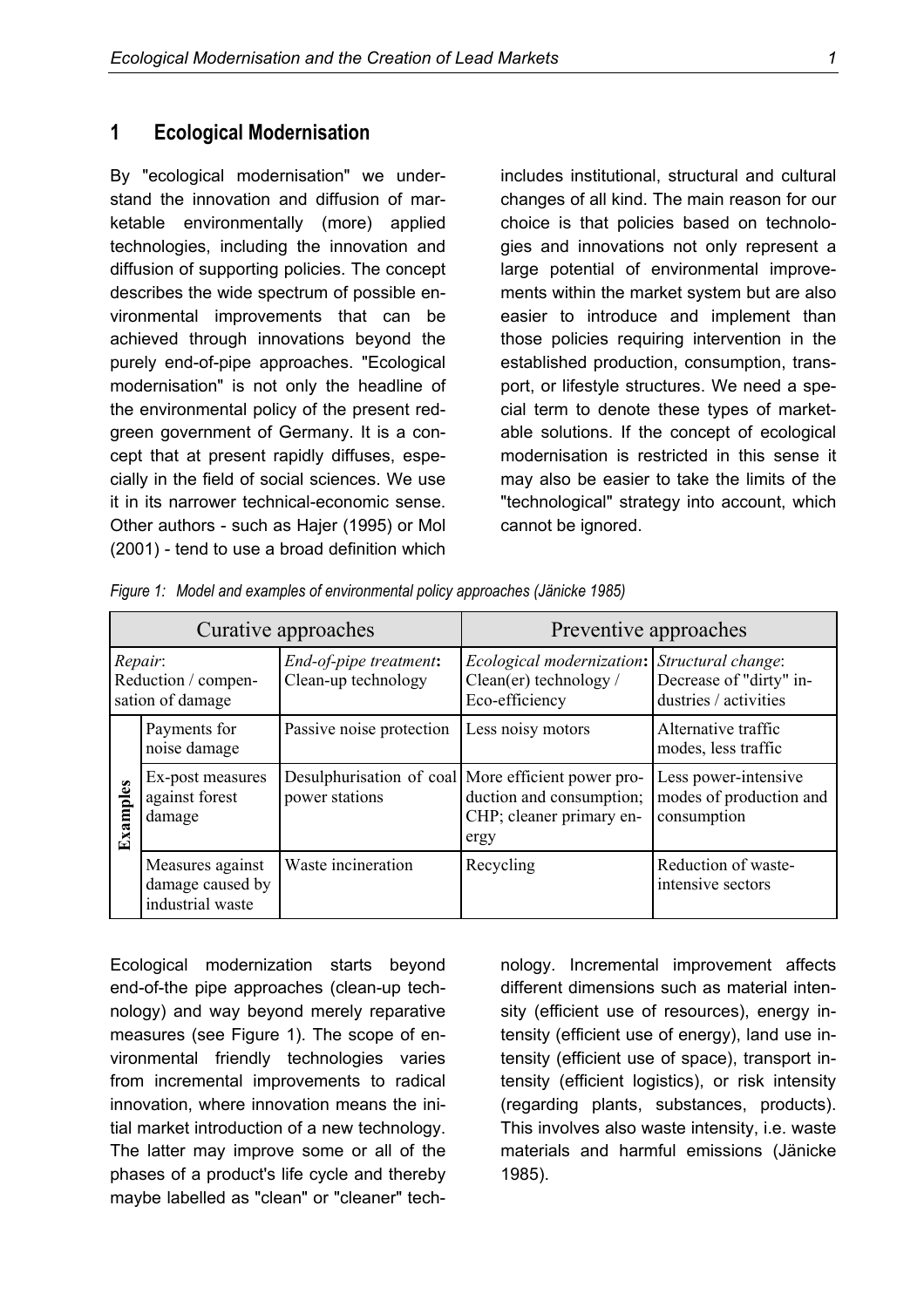## 1 Ecological Modernisation

By "ecological modernisation" we understand the innovation and diffusion of marketable environmentally (more) applied technologies, including the innovation and diffusion of supporting policies. The concept describes the wide spectrum of possible environmental improvements that can be achieved through innovations beyond the purely end-of-pipe approaches. "Ecological modernisation" is not only the headline of the environmental policy of the present red-green government of Germany. It is a concept that at present rapidly diffuses, especially in the field of social sciences. We use it in its narrower technical-economic sense. Other authors - such as Hajer (1995) or Mol (2001) - tend to use a broad definition which includes institutional, structural and cultural changes of all kind. The main reason for our choice is that policies based on technologies and innovations not only represent a large potential of environmental improvements within the market system but are also easier to introduce and implement than those policies requiring intervention in the established production, consumption, transport, or lifestyle structures. We need a special term to denote these types of marketable solutions. If the concept of ecological modernisation is restricted in this sense it may also be easier to take the limits of the "technological" strategy into account, which cannot be ignored.

*Figure 1: Model and examples of environmental policy approaches (Jänicke 1985)*

| | Curative approaches | | Preventive approaches | |
|---|---|---|---|---|
| | *Repair*: Reduction / compensation of damage | *End-of-pipe treatment*: Clean-up technology | *Ecological modernization*: Clean(er) technology / Eco-efficiency | *Structural change*: Decrease of "dirty" industries / activities |
| **Examples** | Payments for noise damage | Passive noise protection | Less noisy motors | Alternative traffic modes, less traffic |
| | Ex-post measures against forest damage | Desulphurisation of coal power stations | More efficient power production and consumption; CHP; cleaner primary energy | Less power-intensive modes of production and consumption |
| | Measures against damage caused by industrial waste | Waste incineration | Recycling | Reduction of waste-intensive sectors |

Ecological modernization starts beyond end-of-the pipe approaches (clean-up technology) and way beyond merely reparative measures (see Figure 1). The scope of environmental friendly technologies varies from incremental improvements to radical innovation, where innovation means the initial market introduction of a new technology. The latter may improve some or all of the phases of a product's life cycle and thereby maybe labelled as "clean" or "cleaner" technology. Incremental improvement affects different dimensions such as material intensity (efficient use of resources), energy intensity (efficient use of energy), land use intensity (efficient use of space), transport intensity (efficient logistics), or risk intensity (regarding plants, substances, products). This involves also waste intensity, i.e. waste materials and harmful emissions (Jänicke 1985).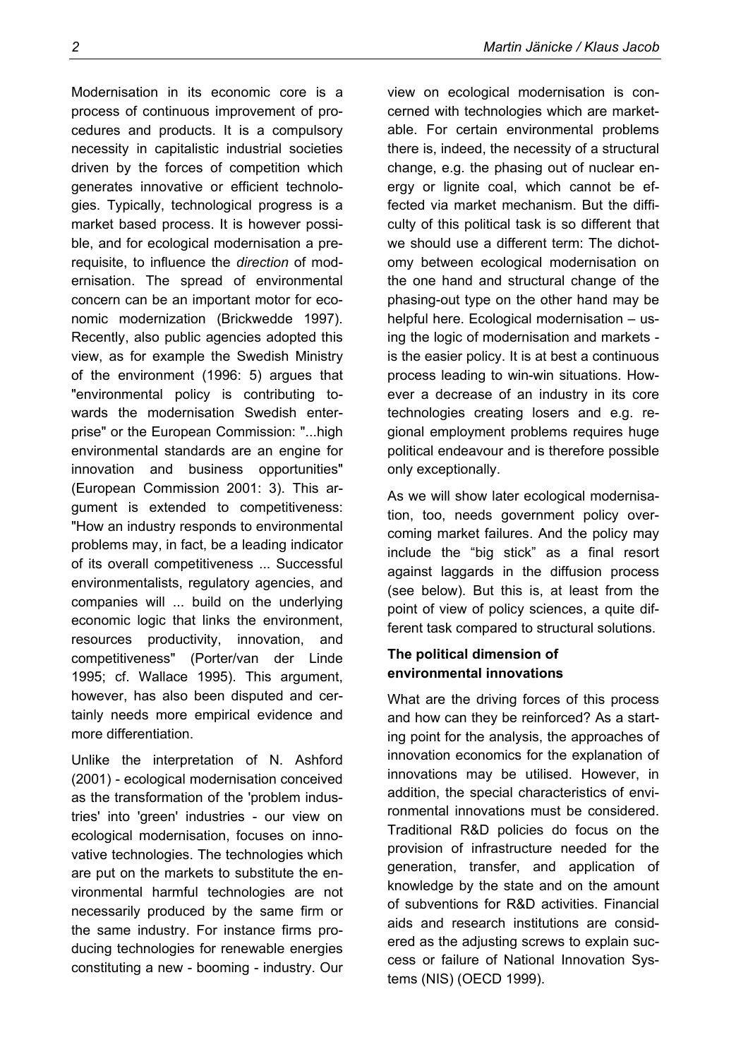Modernisation in its economic core is a process of continuous improvement of procedures and products. It is a compulsory necessity in capitalistic industrial societies driven by the forces of competition which generates innovative or efficient technologies. Typically, technological progress is a market based process. It is however possible, and for ecological modernisation a prerequisite, to influence the *direction* of modernisation. The spread of environmental concern can be an important motor for economic modernization (Brickwedde 1997). Recently, also public agencies adopted this view, as for example the Swedish Ministry of the environment (1996: 5) argues that "environmental policy is contributing towards the modernisation Swedish enterprise" or the European Commission: "...high environmental standards are an engine for innovation and business opportunities" (European Commission 2001: 3). This argument is extended to competitiveness: "How an industry responds to environmental problems may, in fact, be a leading indicator of its overall competitiveness ... Successful environmentalists, regulatory agencies, and companies will ... build on the underlying economic logic that links the environment, resources productivity, innovation, and competitiveness" (Porter/van der Linde 1995; cf. Wallace 1995). This argument, however, has also been disputed and certainly needs more empirical evidence and more differentiation.

Unlike the interpretation of N. Ashford (2001) - ecological modernisation conceived as the transformation of the 'problem industries' into 'green' industries - our view on ecological modernisation, focuses on innovative technologies. The technologies which are put on the markets to substitute the environmental harmful technologies are not necessarily produced by the same firm or the same industry. For instance firms producing technologies for renewable energies constituting a new - booming - industry. Our view on ecological modernisation is concerned with technologies which are marketable. For certain environmental problems there is, indeed, the necessity of a structural change, e.g. the phasing out of nuclear energy or lignite coal, which cannot be effected via market mechanism. But the difficulty of this political task is so different that we should use a different term: The dichotomy between ecological modernisation on the one hand and structural change of the phasing-out type on the other hand may be helpful here. Ecological modernisation – using the logic of modernisation and markets - is the easier policy. It is at best a continuous process leading to win-win situations. However a decrease of an industry in its core technologies creating losers and e.g. regional employment problems requires huge political endeavour and is therefore possible only exceptionally.

As we will show later ecological modernisation, too, needs government policy overcoming market failures. And the policy may include the "big stick" as a final resort against laggards in the diffusion process (see below). But this is, at least from the point of view of policy sciences, a quite different task compared to structural solutions.

**The political dimension of environmental innovations**

What are the driving forces of this process and how can they be reinforced? As a starting point for the analysis, the approaches of innovation economics for the explanation of innovations may be utilised. However, in addition, the special characteristics of environmental innovations must be considered. Traditional R&D policies do focus on the provision of infrastructure needed for the generation, transfer, and application of knowledge by the state and on the amount of subventions for R&D activities. Financial aids and research institutions are considered as the adjusting screws to explain success or failure of National Innovation Systems (NIS) (OECD 1999).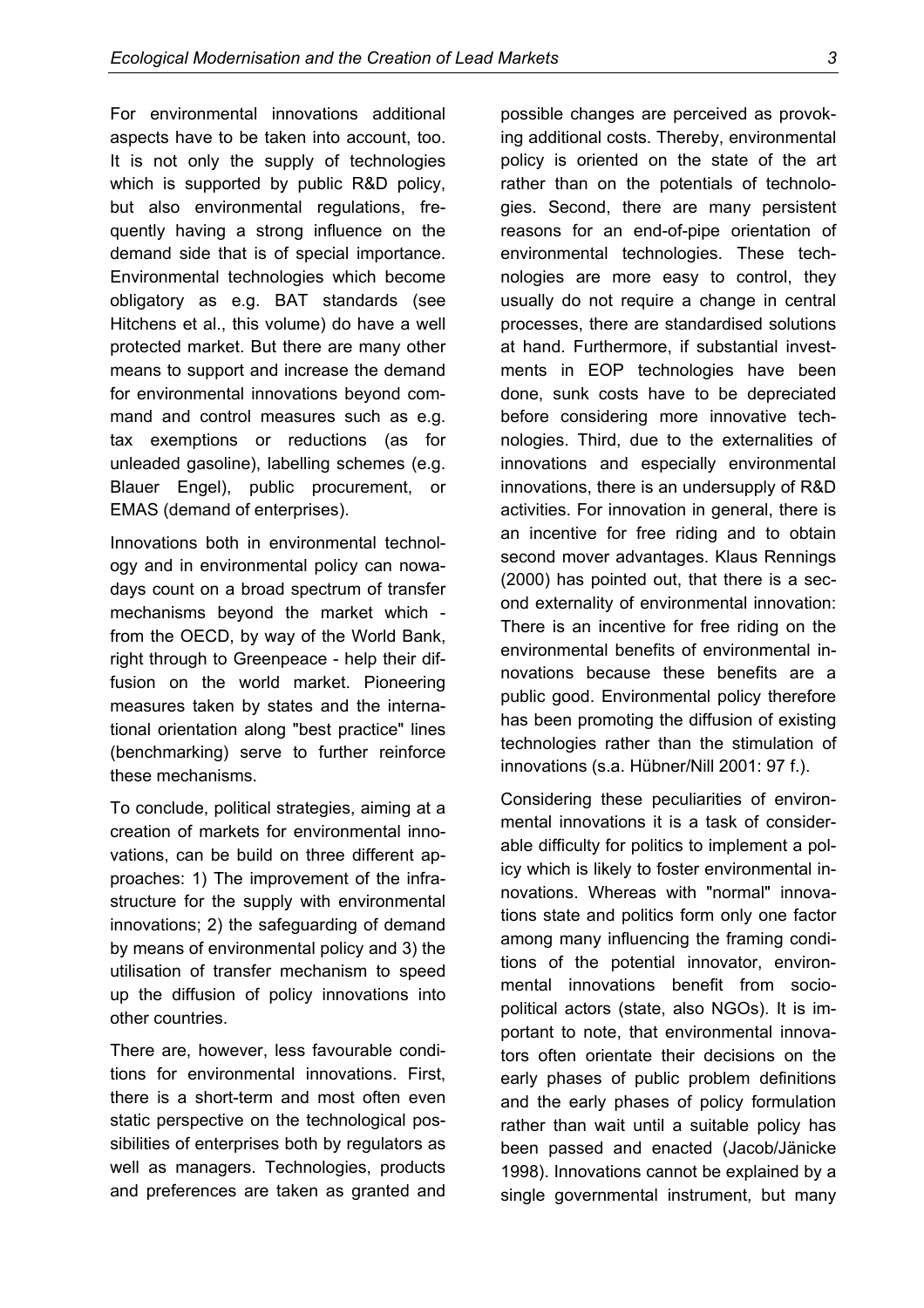For environmental innovations additional aspects have to be taken into account, too. It is not only the supply of technologies which is supported by public R&D policy, but also environmental regulations, frequently having a strong influence on the demand side that is of special importance. Environmental technologies which become obligatory as e.g. BAT standards (see Hitchens et al., this volume) do have a well protected market. But there are many other means to support and increase the demand for environmental innovations beyond command and control measures such as e.g. tax exemptions or reductions (as for unleaded gasoline), labelling schemes (e.g. Blauer Engel), public procurement, or EMAS (demand of enterprises).

Innovations both in environmental technology and in environmental policy can nowadays count on a broad spectrum of transfer mechanisms beyond the market which - from the OECD, by way of the World Bank, right through to Greenpeace - help their diffusion on the world market. Pioneering measures taken by states and the international orientation along "best practice" lines (benchmarking) serve to further reinforce these mechanisms.

To conclude, political strategies, aiming at a creation of markets for environmental innovations, can be build on three different approaches: 1) The improvement of the infrastructure for the supply with environmental innovations; 2) the safeguarding of demand by means of environmental policy and 3) the utilisation of transfer mechanism to speed up the diffusion of policy innovations into other countries.

There are, however, less favourable conditions for environmental innovations. First, there is a short-term and most often even static perspective on the technological possibilities of enterprises both by regulators as well as managers. Technologies, products and preferences are taken as granted and possible changes are perceived as provoking additional costs. Thereby, environmental policy is oriented on the state of the art rather than on the potentials of technologies. Second, there are many persistent reasons for an end-of-pipe orientation of environmental technologies. These technologies are more easy to control, they usually do not require a change in central processes, there are standardised solutions at hand. Furthermore, if substantial investments in EOP technologies have been done, sunk costs have to be depreciated before considering more innovative technologies. Third, due to the externalities of innovations and especially environmental innovations, there is an undersupply of R&D activities. For innovation in general, there is an incentive for free riding and to obtain second mover advantages. Klaus Rennings (2000) has pointed out, that there is a second externality of environmental innovation: There is an incentive for free riding on the environmental benefits of environmental innovations because these benefits are a public good. Environmental policy therefore has been promoting the diffusion of existing technologies rather than the stimulation of innovations (s.a. Hübner/Nill 2001: 97 f.).

Considering these peculiarities of environmental innovations it is a task of considerable difficulty for politics to implement a policy which is likely to foster environmental innovations. Whereas with "normal" innovations state and politics form only one factor among many influencing the framing conditions of the potential innovator, environmental innovations benefit from socio-political actors (state, also NGOs). It is important to note, that environmental innovators often orientate their decisions on the early phases of public problem definitions and the early phases of policy formulation rather than wait until a suitable policy has been passed and enacted (Jacob/Jänicke 1998). Innovations cannot be explained by a single governmental instrument, but many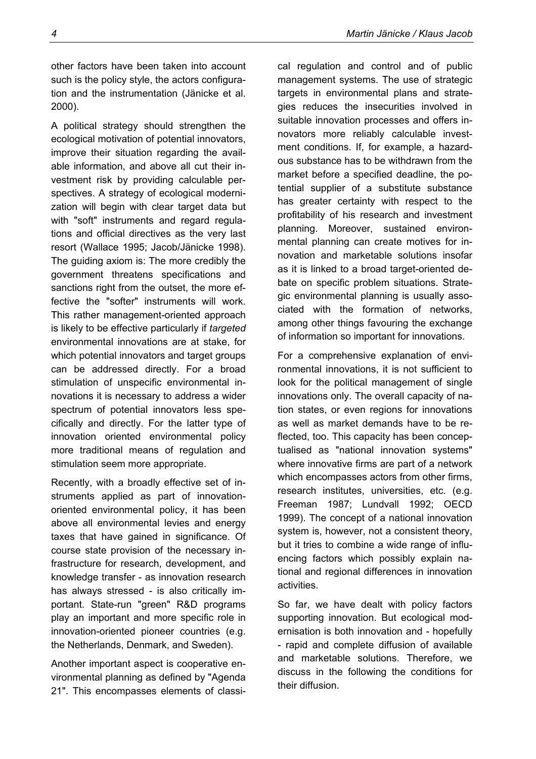other factors have been taken into account such is the policy style, the actors configuration and the instrumentation (Jänicke et al. 2000).

A political strategy should strengthen the ecological motivation of potential innovators, improve their situation regarding the available information, and above all cut their investment risk by providing calculable perspectives. A strategy of ecological modernization will begin with clear target data but with "soft" instruments and regard regulations and official directives as the very last resort (Wallace 1995; Jacob/Jänicke 1998). The guiding axiom is: The more credibly the government threatens specifications and sanctions right from the outset, the more effective the "softer" instruments will work. This rather management-oriented approach is likely to be effective particularly if *targeted* environmental innovations are at stake, for which potential innovators and target groups can be addressed directly. For a broad stimulation of unspecific environmental innovations it is necessary to address a wider spectrum of potential innovators less specifically and directly. For the latter type of innovation oriented environmental policy more traditional means of regulation and stimulation seem more appropriate.

Recently, with a broadly effective set of instruments applied as part of innovation-oriented environmental policy, it has been above all environmental levies and energy taxes that have gained in significance. Of course state provision of the necessary infrastructure for research, development, and knowledge transfer - as innovation research has always stressed - is also critically important. State-run "green" R&D programs play an important and more specific role in innovation-oriented pioneer countries (e.g. the Netherlands, Denmark, and Sweden).

Another important aspect is cooperative environmental planning as defined by "Agenda 21". This encompasses elements of classical regulation and control and of public management systems. The use of strategic targets in environmental plans and strategies reduces the insecurities involved in suitable innovation processes and offers innovators more reliably calculable investment conditions. If, for example, a hazardous substance has to be withdrawn from the market before a specified deadline, the potential supplier of a substitute substance has greater certainty with respect to the profitability of his research and investment planning. Moreover, sustained environmental planning can create motives for innovation and marketable solutions insofar as it is linked to a broad target-oriented debate on specific problem situations. Strategic environmental planning is usually associated with the formation of networks, among other things favouring the exchange of information so important for innovations.

For a comprehensive explanation of environmental innovations, it is not sufficient to look for the political management of single innovations only. The overall capacity of nation states, or even regions for innovations as well as market demands have to be reflected, too. This capacity has been conceptualised as "national innovation systems" where innovative firms are part of a network which encompasses actors from other firms, research institutes, universities, etc. (e.g. Freeman 1987; Lundvall 1992; OECD 1999). The concept of a national innovation system is, however, not a consistent theory, but it tries to combine a wide range of influencing factors which possibly explain national and regional differences in innovation activities.

So far, we have dealt with policy factors supporting innovation. But ecological modernisation is both innovation and - hopefully - rapid and complete diffusion of available and marketable solutions. Therefore, we discuss in the following the conditions for their diffusion.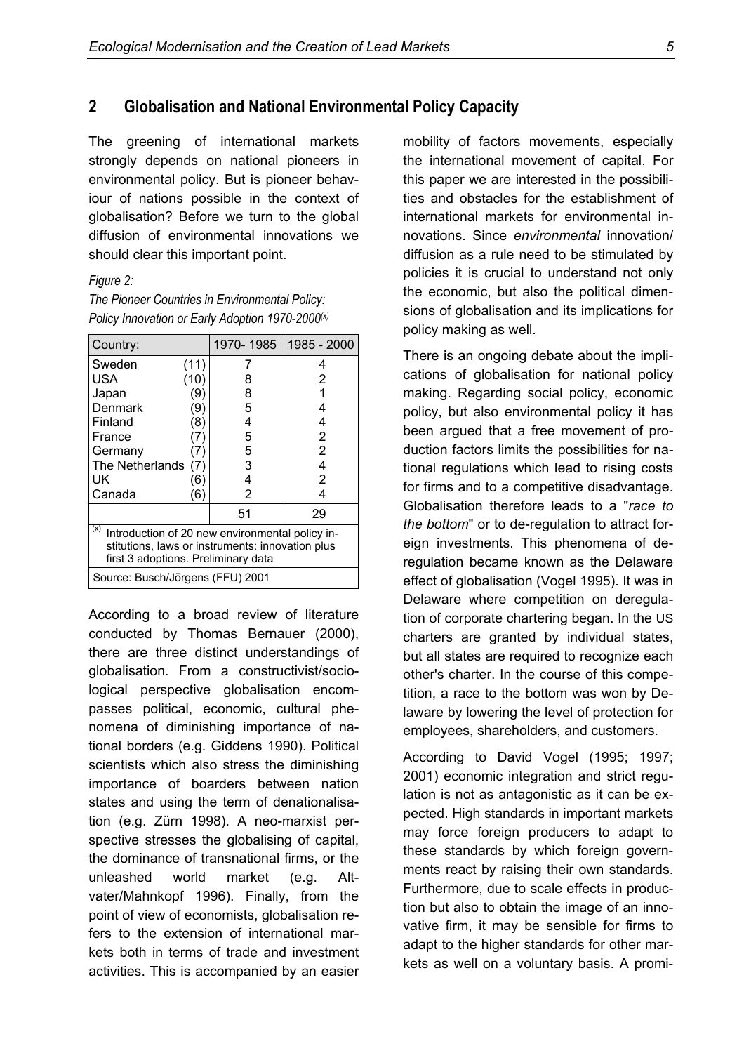## 2 Globalisation and National Environmental Policy Capacity

The greening of international markets strongly depends on national pioneers in environmental policy. But is pioneer behaviour of nations possible in the context of globalisation? Before we turn to the global diffusion of environmental innovations we should clear this important point.

*Figure 2:*

*The Pioneer Countries in Environmental Policy: Policy Innovation or Early Adoption 1970-2000[(x)]*

| Country: | | 1970- 1985 | 1985 - 2000 |
|---|---|---|---|
| Sweden | (11) | 7 | 4 |
| USA | (10) | 8 | 2 |
| Japan | (9) | 8 | 1 |
| Denmark | (9) | 5 | 4 |
| Finland | (8) | 4 | 4 |
| France | (7) | 5 | 2 |
| Germany | (7) | 5 | 2 |
| The Netherlands | (7) | 3 | 4 |
| UK | (6) | 4 | 2 |
| Canada | (6) | 2 | 4 |
| | | 51 | 29 |

[(x)] Introduction of 20 new environmental policy institutions, laws or instruments: innovation plus first 3 adoptions. Preliminary data

Source: Busch/Jörgens (FFU) 2001

According to a broad review of literature conducted by Thomas Bernauer (2000), there are three distinct understandings of globalisation. From a constructivist/sociological perspective globalisation encompasses political, economic, cultural phenomena of diminishing importance of national borders (e.g. Giddens 1990). Political scientists which also stress the diminishing importance of boarders between nation states and using the term of denationalisation (e.g. Zürn 1998). A neo-marxist perspective stresses the globalising of capital, the dominance of transnational firms, or the unleashed world market (e.g. Altvater/Mahnkopf 1996). Finally, from the point of view of economists, globalisation refers to the extension of international markets both in terms of trade and investment activities. This is accompanied by an easier mobility of factors movements, especially the international movement of capital. For this paper we are interested in the possibilities and obstacles for the establishment of international markets for environmental innovations. Since *environmental* innovation/ diffusion as a rule need to be stimulated by policies it is crucial to understand not only the economic, but also the political dimensions of globalisation and its implications for policy making as well.

There is an ongoing debate about the implications of globalisation for national policy making. Regarding social policy, economic policy, but also environmental policy it has been argued that a free movement of production factors limits the possibilities for national regulations which lead to rising costs for firms and to a competitive disadvantage. Globalisation therefore leads to a "*race to the bottom*" or to de-regulation to attract foreign investments. This phenomena of de-regulation became known as the Delaware effect of globalisation (Vogel 1995). It was in Delaware where competition on deregulation of corporate chartering began. In the US charters are granted by individual states, but all states are required to recognize each other's charter. In the course of this competition, a race to the bottom was won by Delaware by lowering the level of protection for employees, shareholders, and customers.

According to David Vogel (1995; 1997; 2001) economic integration and strict regulation is not as antagonistic as it can be expected. High standards in important markets may force foreign producers to adapt to these standards by which foreign governments react by raising their own standards. Furthermore, due to scale effects in production but also to obtain the image of an innovative firm, it may be sensible for firms to adapt to the higher standards for other markets as well on a voluntary basis. A promi-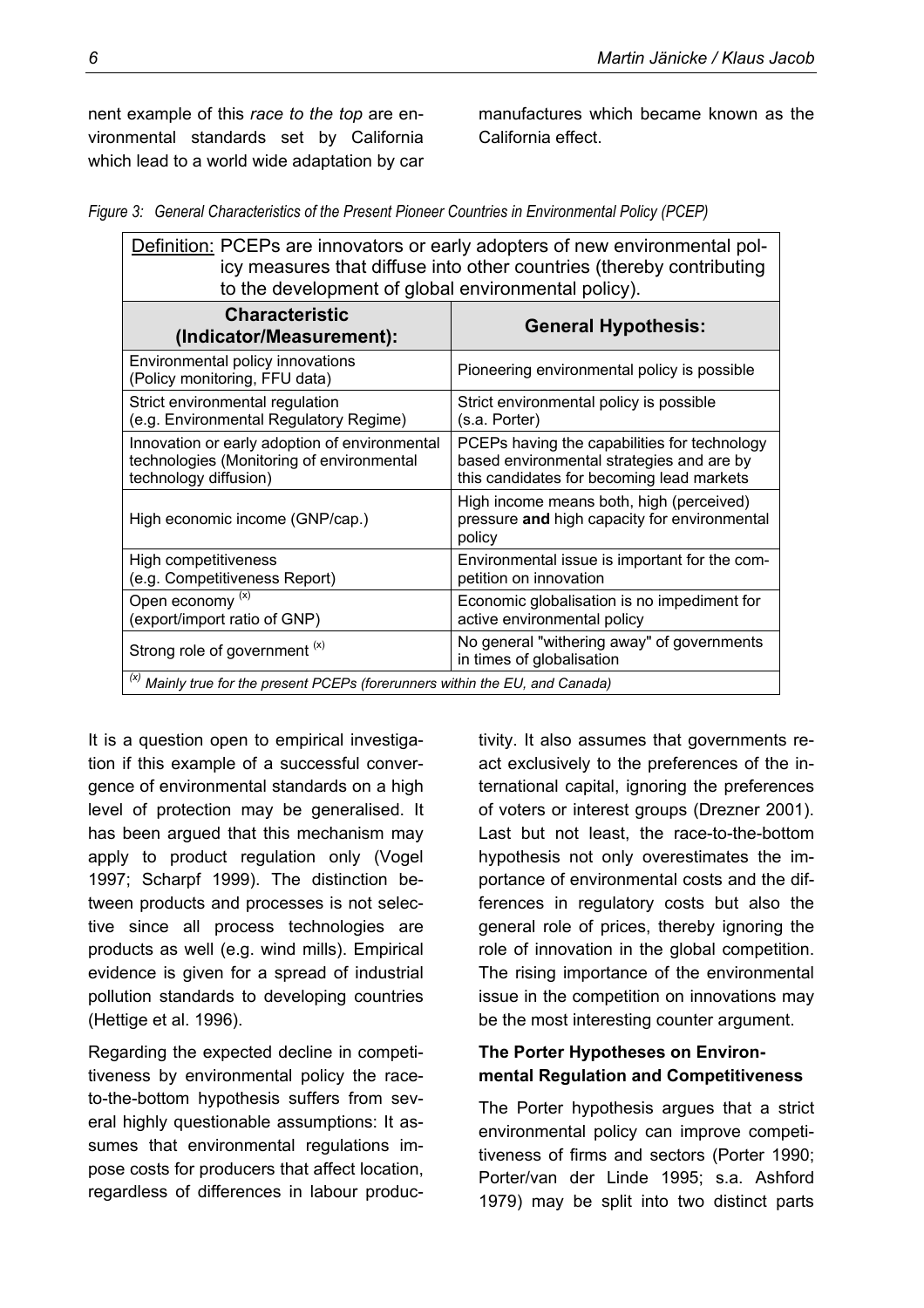nent example of this *race to the top* are environmental standards set by California which lead to a world wide adaptation by car manufactures which became known as the California effect.

*Figure 3: General Characteristics of the Present Pioneer Countries in Environmental Policy (PCEP)*

| Definition: PCEPs are innovators or early adopters of new environmental policy measures that diffuse into other countries (thereby contributing to the development of global environmental policy). | |
|---|---|
| **Characteristic (Indicator/Measurement):** | **General Hypothesis:** |
| Environmental policy innovations (Policy monitoring, FFU data) | Pioneering environmental policy is possible |
| Strict environmental regulation (e.g. Environmental Regulatory Regime) | Strict environmental policy is possible (s.a. Porter) |
| Innovation or early adoption of environmental technologies (Monitoring of environmental technology diffusion) | PCEPs having the capabilities for technology based environmental strategies and are by this candidates for becoming lead markets |
| High economic income (GNP/cap.) | High income means both, high (perceived) pressure **and** high capacity for environmental policy |
| High competitiveness (e.g. Competitiveness Report) | Environmental issue is important for the competition on innovation |
| Open economy [(x)] (export/import ratio of GNP) | Economic globalisation is no impediment for active environmental policy |
| Strong role of government [(x)] | No general "withering away" of governments in times of globalisation |

[(x)] *Mainly true for the present PCEPs (forerunners within the EU, and Canada)*

It is a question open to empirical investigation if this example of a successful convergence of environmental standards on a high level of protection may be generalised. It has been argued that this mechanism may apply to product regulation only (Vogel 1997; Scharpf 1999). The distinction between products and processes is not selective since all process technologies are products as well (e.g. wind mills). Empirical evidence is given for a spread of industrial pollution standards to developing countries (Hettige et al. 1996).

Regarding the expected decline in competitiveness by environmental policy the race-to-the-bottom hypothesis suffers from several highly questionable assumptions: It assumes that environmental regulations impose costs for producers that affect location, regardless of differences in labour productivity. It also assumes that governments react exclusively to the preferences of the international capital, ignoring the preferences of voters or interest groups (Drezner 2001). Last but not least, the race-to-the-bottom hypothesis not only overestimates the importance of environmental costs and the differences in regulatory costs but also the general role of prices, thereby ignoring the role of innovation in the global competition. The rising importance of the environmental issue in the competition on innovations may be the most interesting counter argument.

### The Porter Hypotheses on Environmental Regulation and Competitiveness

The Porter hypothesis argues that a strict environmental policy can improve competitiveness of firms and sectors (Porter 1990; Porter/van der Linde 1995; s.a. Ashford 1979) may be split into two distinct parts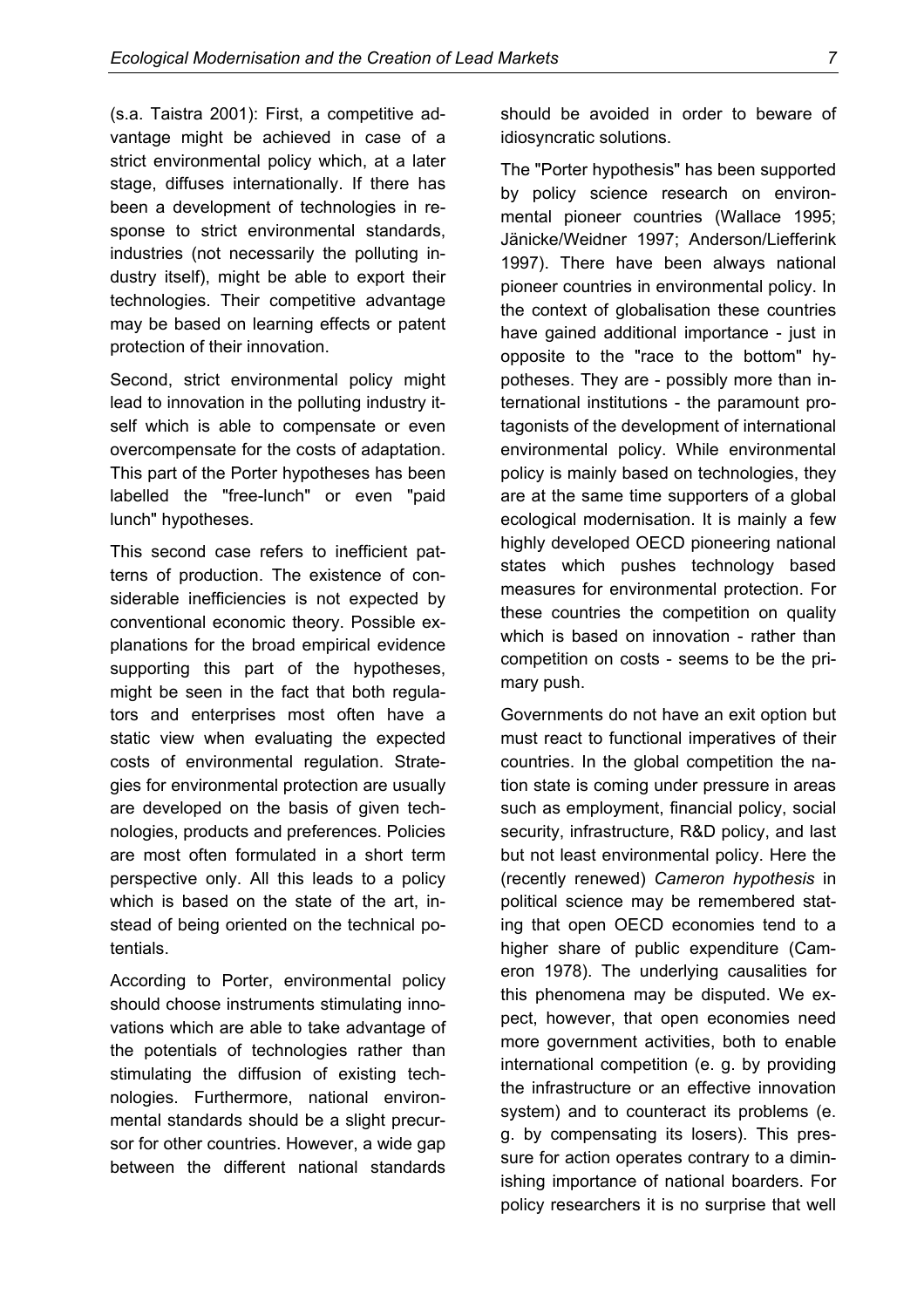(s.a. Taistra 2001): First, a competitive advantage might be achieved in case of a strict environmental policy which, at a later stage, diffuses internationally. If there has been a development of technologies in response to strict environmental standards, industries (not necessarily the polluting industry itself), might be able to export their technologies. Their competitive advantage may be based on learning effects or patent protection of their innovation.

Second, strict environmental policy might lead to innovation in the polluting industry itself which is able to compensate or even overcompensate for the costs of adaptation. This part of the Porter hypotheses has been labelled the "free-lunch" or even "paid lunch" hypotheses.

This second case refers to inefficient patterns of production. The existence of considerable inefficiencies is not expected by conventional economic theory. Possible explanations for the broad empirical evidence supporting this part of the hypotheses, might be seen in the fact that both regulators and enterprises most often have a static view when evaluating the expected costs of environmental regulation. Strategies for environmental protection are usually are developed on the basis of given technologies, products and preferences. Policies are most often formulated in a short term perspective only. All this leads to a policy which is based on the state of the art, instead of being oriented on the technical potentials.

According to Porter, environmental policy should choose instruments stimulating innovations which are able to take advantage of the potentials of technologies rather than stimulating the diffusion of existing technologies. Furthermore, national environmental standards should be a slight precursor for other countries. However, a wide gap between the different national standards should be avoided in order to beware of idiosyncratic solutions.

The "Porter hypothesis" has been supported by policy science research on environmental pioneer countries (Wallace 1995; Jänicke/Weidner 1997; Anderson/Liefferink 1997). There have been always national pioneer countries in environmental policy. In the context of globalisation these countries have gained additional importance - just in opposite to the "race to the bottom" hypotheses. They are - possibly more than international institutions - the paramount protagonists of the development of international environmental policy. While environmental policy is mainly based on technologies, they are at the same time supporters of a global ecological modernisation. It is mainly a few highly developed OECD pioneering national states which pushes technology based measures for environmental protection. For these countries the competition on quality which is based on innovation - rather than competition on costs - seems to be the primary push.

Governments do not have an exit option but must react to functional imperatives of their countries. In the global competition the nation state is coming under pressure in areas such as employment, financial policy, social security, infrastructure, R&D policy, and last but not least environmental policy. Here the (recently renewed) *Cameron hypothesis* in political science may be remembered stating that open OECD economies tend to a higher share of public expenditure (Cameron 1978). The underlying causalities for this phenomena may be disputed. We expect, however, that open economies need more government activities, both to enable international competition (e. g. by providing the infrastructure or an effective innovation system) and to counteract its problems (e. g. by compensating its losers). This pressure for action operates contrary to a diminishing importance of national boarders. For policy researchers it is no surprise that well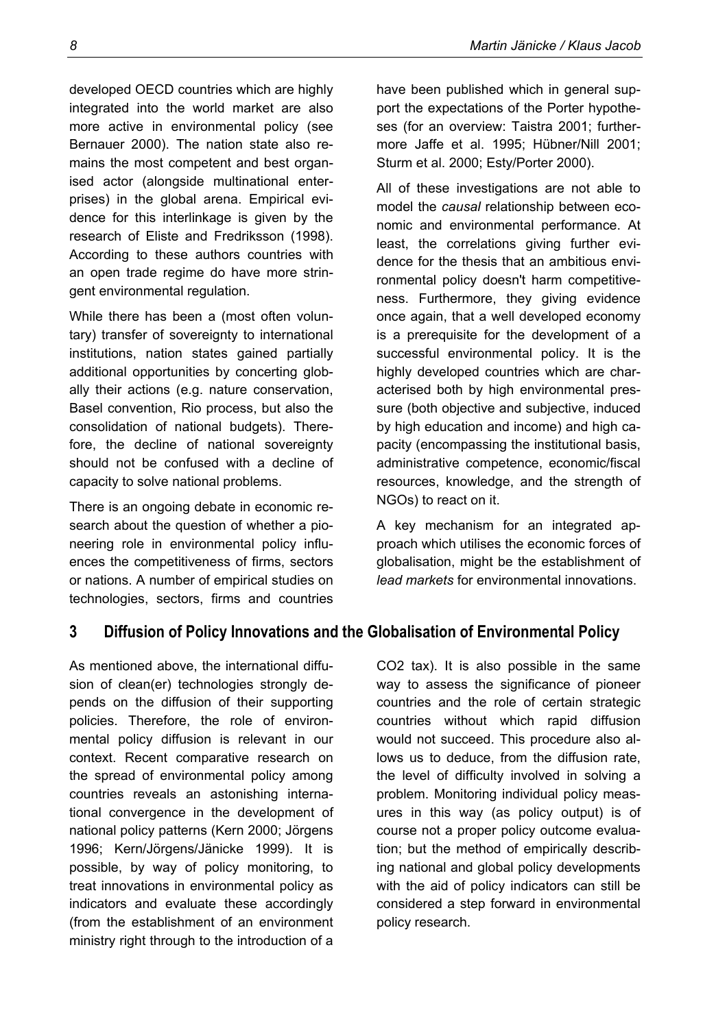developed OECD countries which are highly integrated into the world market are also more active in environmental policy (see Bernauer 2000). The nation state also remains the most competent and best organised actor (alongside multinational enterprises) in the global arena. Empirical evidence for this interlinkage is given by the research of Eliste and Fredriksson (1998). According to these authors countries with an open trade regime do have more stringent environmental regulation.

While there has been a (most often voluntary) transfer of sovereignty to international institutions, nation states gained partially additional opportunities by concerting globally their actions (e.g. nature conservation, Basel convention, Rio process, but also the consolidation of national budgets). Therefore, the decline of national sovereignty should not be confused with a decline of capacity to solve national problems.

There is an ongoing debate in economic research about the question of whether a pioneering role in environmental policy influences the competitiveness of firms, sectors or nations. A number of empirical studies on technologies, sectors, firms and countries have been published which in general support the expectations of the Porter hypotheses (for an overview: Taistra 2001; furthermore Jaffe et al. 1995; Hübner/Nill 2001; Sturm et al. 2000; Esty/Porter 2000).

All of these investigations are not able to model the *causal* relationship between economic and environmental performance. At least, the correlations giving further evidence for the thesis that an ambitious environmental policy doesn't harm competitiveness. Furthermore, they giving evidence once again, that a well developed economy is a prerequisite for the development of a successful environmental policy. It is the highly developed countries which are characterised both by high environmental pressure (both objective and subjective, induced by high education and income) and high capacity (encompassing the institutional basis, administrative competence, economic/fiscal resources, knowledge, and the strength of NGOs) to react on it.

A key mechanism for an integrated approach which utilises the economic forces of globalisation, might be the establishment of *lead markets* for environmental innovations.

## 3 Diffusion of Policy Innovations and the Globalisation of Environmental Policy

As mentioned above, the international diffusion of clean(er) technologies strongly depends on the diffusion of their supporting policies. Therefore, the role of environmental policy diffusion is relevant in our context. Recent comparative research on the spread of environmental policy among countries reveals an astonishing international convergence in the development of national policy patterns (Kern 2000; Jörgens 1996; Kern/Jörgens/Jänicke 1999). It is possible, by way of policy monitoring, to treat innovations in environmental policy as indicators and evaluate these accordingly (from the establishment of an environment ministry right through to the introduction of a $CO_2$ tax). It is also possible in the same way to assess the significance of pioneer countries and the role of certain strategic countries without which rapid diffusion would not succeed. This procedure also allows us to deduce, from the diffusion rate, the level of difficulty involved in solving a problem. Monitoring individual policy measures in this way (as policy output) is of course not a proper policy outcome evaluation; but the method of empirically describing national and global policy developments with the aid of policy indicators can still be considered a step forward in environmental policy research.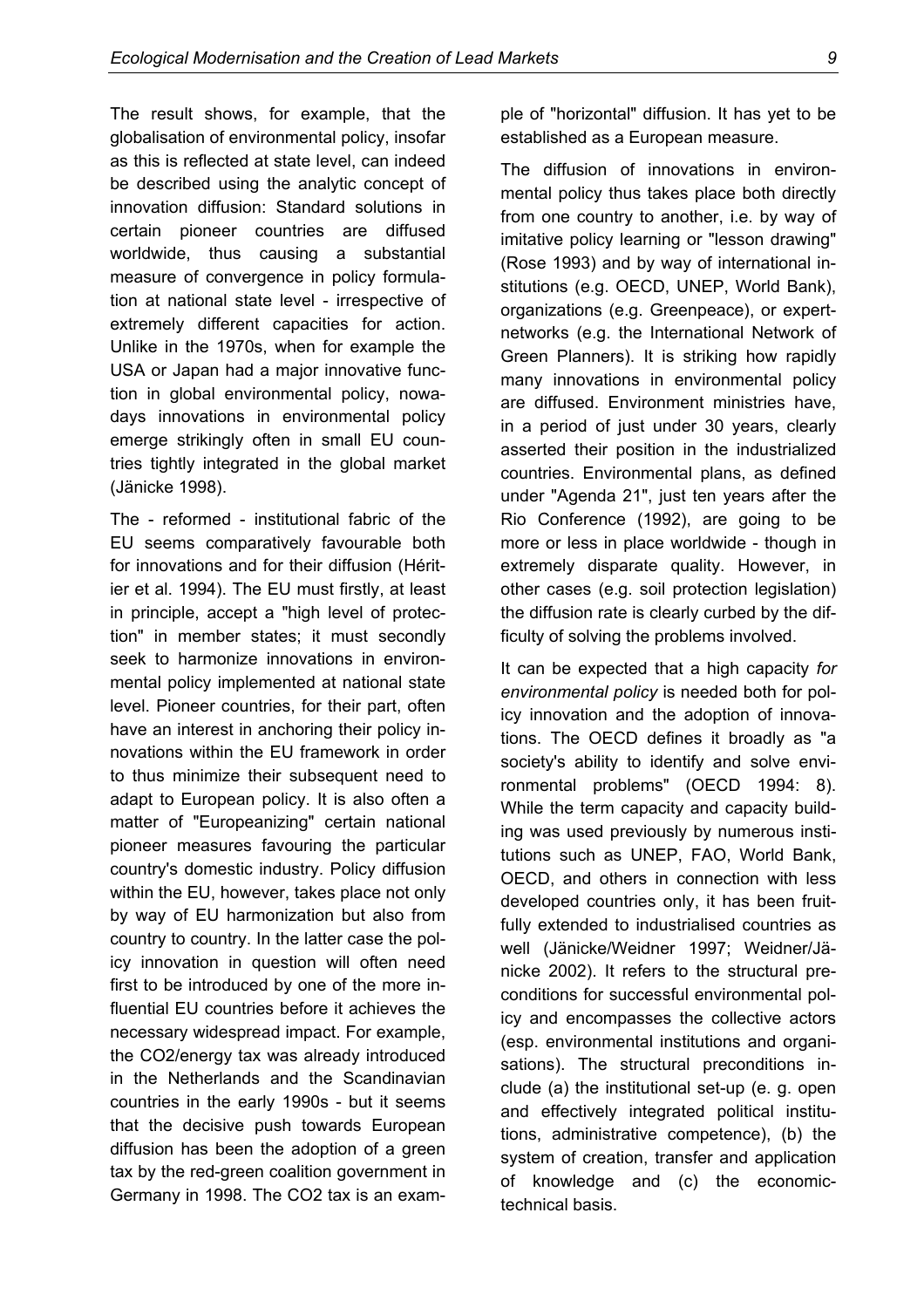The result shows, for example, that the globalisation of environmental policy, insofar as this is reflected at state level, can indeed be described using the analytic concept of innovation diffusion: Standard solutions in certain pioneer countries are diffused worldwide, thus causing a substantial measure of convergence in policy formulation at national state level - irrespective of extremely different capacities for action. Unlike in the 1970s, when for example the USA or Japan had a major innovative function in global environmental policy, nowadays innovations in environmental policy emerge strikingly often in small EU countries tightly integrated in the global market (Jänicke 1998).

The - reformed - institutional fabric of the EU seems comparatively favourable both for innovations and for their diffusion (Héritier et al. 1994). The EU must firstly, at least in principle, accept a "high level of protection" in member states; it must secondly seek to harmonize innovations in environmental policy implemented at national state level. Pioneer countries, for their part, often have an interest in anchoring their policy innovations within the EU framework in order to thus minimize their subsequent need to adapt to European policy. It is also often a matter of "Europeanizing" certain national pioneer measures favouring the particular country's domestic industry. Policy diffusion within the EU, however, takes place not only by way of EU harmonization but also from country to country. In the latter case the policy innovation in question will often need first to be introduced by one of the more influential EU countries before it achieves the necessary widespread impact. For example, the CO2/energy tax was already introduced in the Netherlands and the Scandinavian countries in the early 1990s - but it seems that the decisive push towards European diffusion has been the adoption of a green tax by the red-green coalition government in Germany in 1998. The CO2 tax is an example of "horizontal" diffusion. It has yet to be established as a European measure.

The diffusion of innovations in environmental policy thus takes place both directly from one country to another, i.e. by way of imitative policy learning or "lesson drawing" (Rose 1993) and by way of international institutions (e.g. OECD, UNEP, World Bank), organizations (e.g. Greenpeace), or expert-networks (e.g. the International Network of Green Planners). It is striking how rapidly many innovations in environmental policy are diffused. Environment ministries have, in a period of just under 30 years, clearly asserted their position in the industrialized countries. Environmental plans, as defined under "Agenda 21", just ten years after the Rio Conference (1992), are going to be more or less in place worldwide - though in extremely disparate quality. However, in other cases (e.g. soil protection legislation) the diffusion rate is clearly curbed by the difficulty of solving the problems involved.

It can be expected that a high capacity *for environmental policy* is needed both for policy innovation and the adoption of innovations. The OECD defines it broadly as "a society's ability to identify and solve environmental problems" (OECD 1994: 8). While the term capacity and capacity building was used previously by numerous institutions such as UNEP, FAO, World Bank, OECD, and others in connection with less developed countries only, it has been fruitfully extended to industrialised countries as well (Jänicke/Weidner 1997; Weidner/Jänicke 2002). It refers to the structural preconditions for successful environmental policy and encompasses the collective actors (esp. environmental institutions and organisations). The structural preconditions include (a) the institutional set-up (e. g. open and effectively integrated political institutions, administrative competence), (b) the system of creation, transfer and application of knowledge and (c) the economic-technical basis.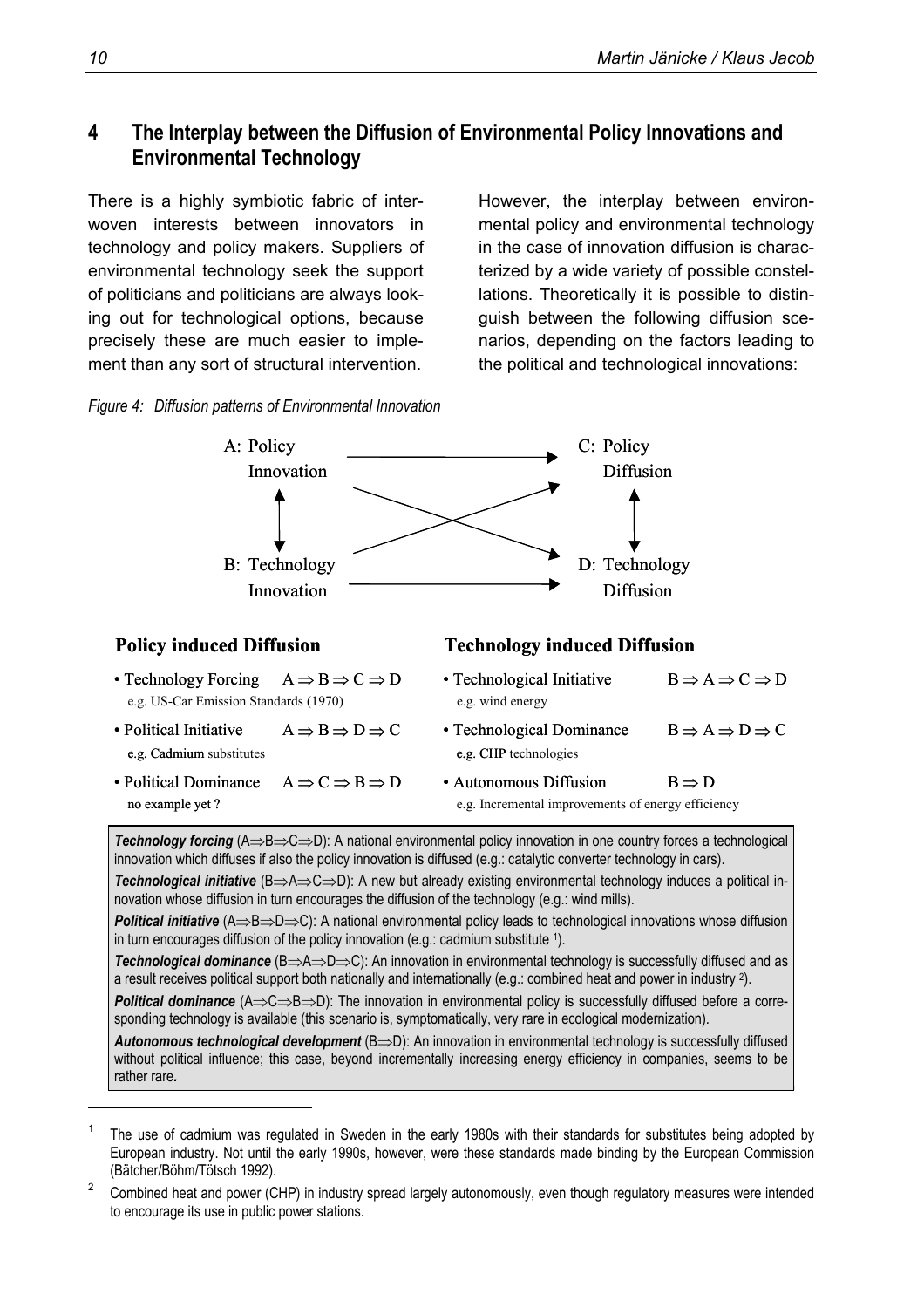## 4 The Interplay between the Diffusion of Environmental Policy Innovations and Environmental Technology

There is a highly symbiotic fabric of interwoven interests between innovators in technology and policy makers. Suppliers of environmental technology seek the support of politicians and politicians are always looking out for technological options, because precisely these are much easier to implement than any sort of structural intervention.

However, the interplay between environmental policy and environmental technology in the case of innovation diffusion is characterized by a wide variety of possible constellations. Theoretically it is possible to distinguish between the following diffusion scenarios, depending on the factors leading to the political and technological innovations:

*Figure 4: Diffusion patterns of Environmental Innovation*

A: Policy Innovation → C: Policy Diffusion

B: Technology Innovation → D: Technology Diffusion

**Policy induced Diffusion**

- Technology Forcing $A \Rightarrow B \Rightarrow C \Rightarrow D$
  e.g. US-Car Emission Standards (1970)
- Political Initiative $A \Rightarrow B \Rightarrow D \Rightarrow C$
  e.g. Cadmium substitutes
- Political Dominance $A \Rightarrow C \Rightarrow B \Rightarrow D$
  no example yet ?

**Technology induced Diffusion**

- Technological Initiative $B \Rightarrow A \Rightarrow C \Rightarrow D$
  e.g. wind energy
- Technological Dominance $B \Rightarrow A \Rightarrow D \Rightarrow C$
  e.g. CHP technologies
- Autonomous Diffusion $B \Rightarrow D$
  e.g. Incremental improvements of energy efficiency

***Technology forcing*** ($A \Rightarrow B \Rightarrow C \Rightarrow D$): A national environmental policy innovation in one country forces a technological innovation which diffuses if also the policy innovation is diffused (e.g.: catalytic converter technology in cars).

***Technological initiative*** ($B \Rightarrow A \Rightarrow C \Rightarrow D$): A new but already existing environmental technology induces a political innovation whose diffusion in turn encourages the diffusion of the technology (e.g.: wind mills).

***Political initiative*** ($A \Rightarrow B \Rightarrow D \Rightarrow C$): A national environmental policy leads to technological innovations whose diffusion in turn encourages diffusion of the policy innovation (e.g.: cadmium substitute [1]).

***Technological dominance*** ($B \Rightarrow A \Rightarrow D \Rightarrow C$): An innovation in environmental technology is successfully diffused and as a result receives political support both nationally and internationally (e.g.: combined heat and power in industry [2]).

***Political dominance*** ($A \Rightarrow C \Rightarrow B \Rightarrow D$): The innovation in environmental policy is successfully diffused before a corresponding technology is available (this scenario is, symptomatically, very rare in ecological modernization).

***Autonomous technological development*** ($B \Rightarrow D$): An innovation in environmental technology is successfully diffused without political influence; this case, beyond incrementally increasing energy efficiency in companies, seems to be rather rare**.**

---

[1] The use of cadmium was regulated in Sweden in the early 1980s with their standards for substitutes being adopted by European industry. Not until the early 1990s, however, were these standards made binding by the European Commission (Bätcher/Böhm/Tötsch 1992).

[2] Combined heat and power (CHP) in industry spread largely autonomously, even though regulatory measures were intended to encourage its use in public power stations.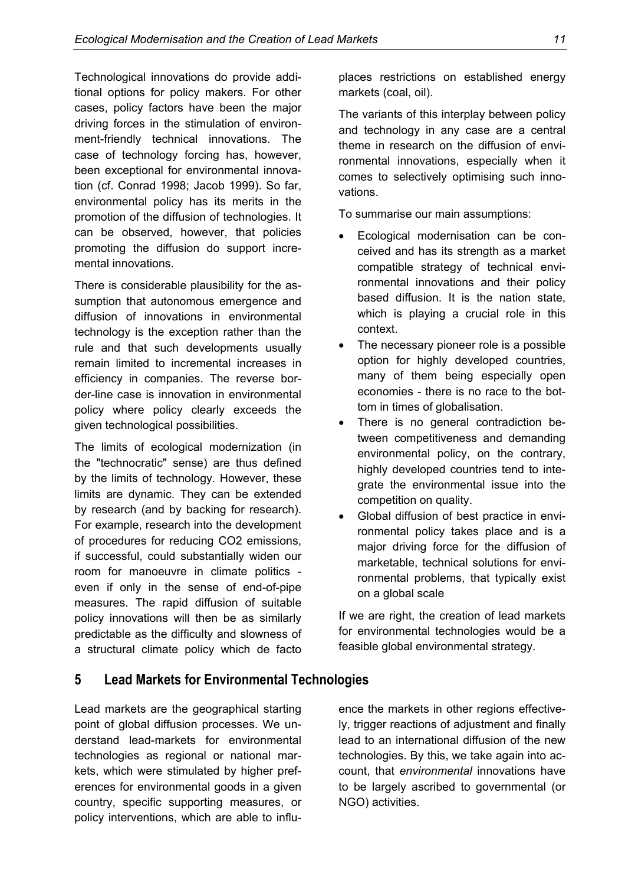Technological innovations do provide additional options for policy makers. For other cases, policy factors have been the major driving forces in the stimulation of environment-friendly technical innovations. The case of technology forcing has, however, been exceptional for environmental innovation (cf. Conrad 1998; Jacob 1999). So far, environmental policy has its merits in the promotion of the diffusion of technologies. It can be observed, however, that policies promoting the diffusion do support incremental innovations.

There is considerable plausibility for the assumption that autonomous emergence and diffusion of innovations in environmental technology is the exception rather than the rule and that such developments usually remain limited to incremental increases in efficiency in companies. The reverse border-line case is innovation in environmental policy where policy clearly exceeds the given technological possibilities.

The limits of ecological modernization (in the "technocratic" sense) are thus defined by the limits of technology. However, these limits are dynamic. They can be extended by research (and by backing for research). For example, research into the development of procedures for reducing $CO_2$ emissions, if successful, could substantially widen our room for manoeuvre in climate politics - even if only in the sense of end-of-pipe measures. The rapid diffusion of suitable policy innovations will then be as similarly predictable as the difficulty and slowness of a structural climate policy which de facto places restrictions on established energy markets (coal, oil).

The variants of this interplay between policy and technology in any case are a central theme in research on the diffusion of environmental innovations, especially when it comes to selectively optimising such innovations.

To summarise our main assumptions:

- Ecological modernisation can be conceived and has its strength as a market compatible strategy of technical environmental innovations and their policy based diffusion. It is the nation state, which is playing a crucial role in this context.
- The necessary pioneer role is a possible option for highly developed countries, many of them being especially open economies - there is no race to the bottom in times of globalisation.
- There is no general contradiction between competitiveness and demanding environmental policy, on the contrary, highly developed countries tend to integrate the environmental issue into the competition on quality.
- Global diffusion of best practice in environmental policy takes place and is a major driving force for the diffusion of marketable, technical solutions for environmental problems, that typically exist on a global scale

If we are right, the creation of lead markets for environmental technologies would be a feasible global environmental strategy.

## 5 Lead Markets for Environmental Technologies

Lead markets are the geographical starting point of global diffusion processes. We understand lead-markets for environmental technologies as regional or national markets, which were stimulated by higher preferences for environmental goods in a given country, specific supporting measures, or policy interventions, which are able to influence the markets in other regions effectively, trigger reactions of adjustment and finally lead to an international diffusion of the new technologies. By this, we take again into account, that *environmental* innovations have to be largely ascribed to governmental (or NGO) activities.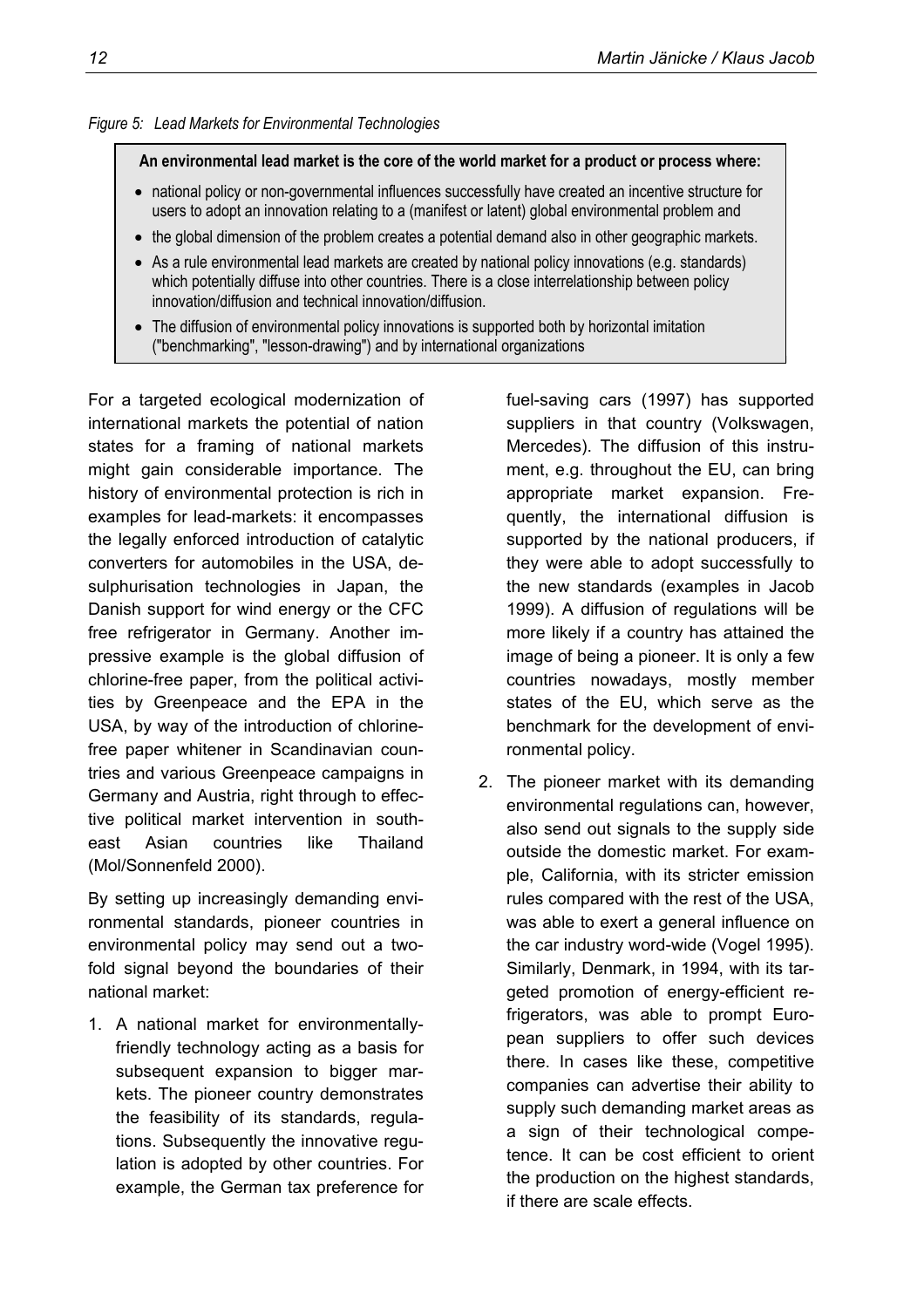*Figure 5: Lead Markets for Environmental Technologies*

**An environmental lead market is the core of the world market for a product or process where:**

- national policy or non-governmental influences successfully have created an incentive structure for users to adopt an innovation relating to a (manifest or latent) global environmental problem and
- the global dimension of the problem creates a potential demand also in other geographic markets.
- As a rule environmental lead markets are created by national policy innovations (e.g. standards) which potentially diffuse into other countries. There is a close interrelationship between policy innovation/diffusion and technical innovation/diffusion.
- The diffusion of environmental policy innovations is supported both by horizontal imitation ("benchmarking", "lesson-drawing") and by international organizations

For a targeted ecological modernization of international markets the potential of nation states for a framing of national markets might gain considerable importance. The history of environmental protection is rich in examples for lead-markets: it encompasses the legally enforced introduction of catalytic converters for automobiles in the USA, desulphurisation technologies in Japan, the Danish support for wind energy or the CFC free refrigerator in Germany. Another impressive example is the global diffusion of chlorine-free paper, from the political activities by Greenpeace and the EPA in the USA, by way of the introduction of chlorine-free paper whitener in Scandinavian countries and various Greenpeace campaigns in Germany and Austria, right through to effective political market intervention in south-east Asian countries like Thailand (Mol/Sonnenfeld 2000).

By setting up increasingly demanding environmental standards, pioneer countries in environmental policy may send out a twofold signal beyond the boundaries of their national market:

1. A national market for environmentally-friendly technology acting as a basis for subsequent expansion to bigger markets. The pioneer country demonstrates the feasibility of its standards, regulations. Subsequently the innovative regulation is adopted by other countries. For example, the German tax preference for fuel-saving cars (1997) has supported suppliers in that country (Volkswagen, Mercedes). The diffusion of this instrument, e.g. throughout the EU, can bring appropriate market expansion. Frequently, the international diffusion is supported by the national producers, if they were able to adopt successfully to the new standards (examples in Jacob 1999). A diffusion of regulations will be more likely if a country has attained the image of being a pioneer. It is only a few countries nowadays, mostly member states of the EU, which serve as the benchmark for the development of environmental policy.
2. The pioneer market with its demanding environmental regulations can, however, also send out signals to the supply side outside the domestic market. For example, California, with its stricter emission rules compared with the rest of the USA, was able to exert a general influence on the car industry word-wide (Vogel 1995). Similarly, Denmark, in 1994, with its targeted promotion of energy-efficient refrigerators, was able to prompt European suppliers to offer such devices there. In cases like these, competitive companies can advertise their ability to supply such demanding market areas as a sign of their technological competence. It can be cost efficient to orient the production on the highest standards, if there are scale effects.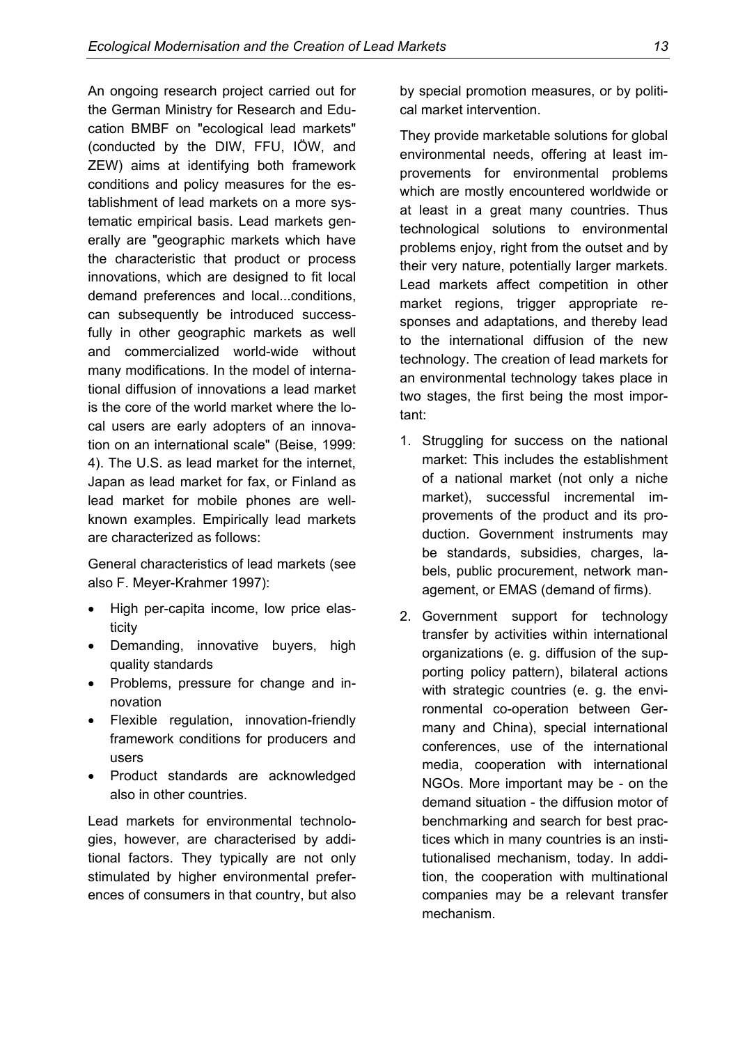An ongoing research project carried out for the German Ministry for Research and Education BMBF on "ecological lead markets" (conducted by the DIW, FFU, IÖW, and ZEW) aims at identifying both framework conditions and policy measures for the establishment of lead markets on a more systematic empirical basis. Lead markets generally are "geographic markets which have the characteristic that product or process innovations, which are designed to fit local demand preferences and local...conditions, can subsequently be introduced successfully in other geographic markets as well and commercialized world-wide without many modifications. In the model of international diffusion of innovations a lead market is the core of the world market where the local users are early adopters of an innovation on an international scale" (Beise, 1999: 4). The U.S. as lead market for the internet, Japan as lead market for fax, or Finland as lead market for mobile phones are well-known examples. Empirically lead markets are characterized as follows:

General characteristics of lead markets (see also F. Meyer-Krahmer 1997):

- High per-capita income, low price elasticity
- Demanding, innovative buyers, high quality standards
- Problems, pressure for change and innovation
- Flexible regulation, innovation-friendly framework conditions for producers and users
- Product standards are acknowledged also in other countries.

Lead markets for environmental technologies, however, are characterised by additional factors. They typically are not only stimulated by higher environmental preferences of consumers in that country, but also by special promotion measures, or by political market intervention.

They provide marketable solutions for global environmental needs, offering at least improvements for environmental problems which are mostly encountered worldwide or at least in a great many countries. Thus technological solutions to environmental problems enjoy, right from the outset and by their very nature, potentially larger markets. Lead markets affect competition in other market regions, trigger appropriate responses and adaptations, and thereby lead to the international diffusion of the new technology. The creation of lead markets for an environmental technology takes place in two stages, the first being the most important:

1. Struggling for success on the national market: This includes the establishment of a national market (not only a niche market), successful incremental improvements of the product and its production. Government instruments may be standards, subsidies, charges, labels, public procurement, network management, or EMAS (demand of firms).
2. Government support for technology transfer by activities within international organizations (e. g. diffusion of the supporting policy pattern), bilateral actions with strategic countries (e. g. the environmental co-operation between Germany and China), special international conferences, use of the international media, cooperation with international NGOs. More important may be - on the demand situation - the diffusion motor of benchmarking and search for best practices which in many countries is an institutionalised mechanism, today. In addition, the cooperation with multinational companies may be a relevant transfer mechanism.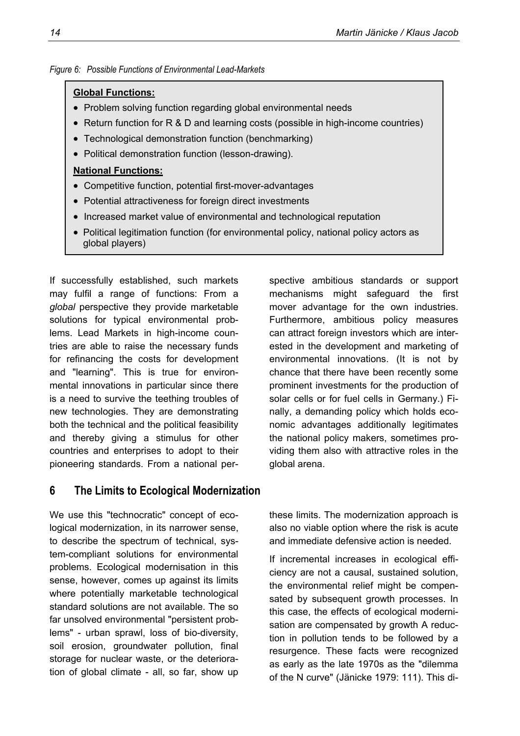*Figure 6: Possible Functions of Environmental Lead-Markets*

**Global Functions:**

- Problem solving function regarding global environmental needs
- Return function for R & D and learning costs (possible in high-income countries)
- Technological demonstration function (benchmarking)
- Political demonstration function (lesson-drawing).

**National Functions:**

- Competitive function, potential first-mover-advantages
- Potential attractiveness for foreign direct investments
- Increased market value of environmental and technological reputation
- Political legitimation function (for environmental policy, national policy actors as global players)

If successfully established, such markets may fulfil a range of functions: From a *global* perspective they provide marketable solutions for typical environmental problems. Lead Markets in high-income countries are able to raise the necessary funds for refinancing the costs for development and "learning". This is true for environmental innovations in particular since there is a need to survive the teething troubles of new technologies. They are demonstrating both the technical and the political feasibility and thereby giving a stimulus for other countries and enterprises to adopt to their pioneering standards. From a national perspective ambitious standards or support mechanisms might safeguard the first mover advantage for the own industries. Furthermore, ambitious policy measures can attract foreign investors which are interested in the development and marketing of environmental innovations. (It is not by chance that there have been recently some prominent investments for the production of solar cells or for fuel cells in Germany.) Finally, a demanding policy which holds economic advantages additionally legitimates the national policy makers, sometimes providing them also with attractive roles in the global arena.

## 6 The Limits to Ecological Modernization

We use this "technocratic" concept of ecological modernization, in its narrower sense, to describe the spectrum of technical, system-compliant solutions for environmental problems. Ecological modernisation in this sense, however, comes up against its limits where potentially marketable technological standard solutions are not available. The so far unsolved environmental "persistent problems" - urban sprawl, loss of bio-diversity, soil erosion, groundwater pollution, final storage for nuclear waste, or the deterioration of global climate - all, so far, show up these limits. The modernization approach is also no viable option where the risk is acute and immediate defensive action is needed.

If incremental increases in ecological efficiency are not a causal, sustained solution, the environmental relief might be compensated by subsequent growth processes. In this case, the effects of ecological modernisation are compensated by growth A reduction in pollution tends to be followed by a resurgence. These facts were recognized as early as the late 1970s as the "dilemma of the N curve" (Jänicke 1979: 111). This di-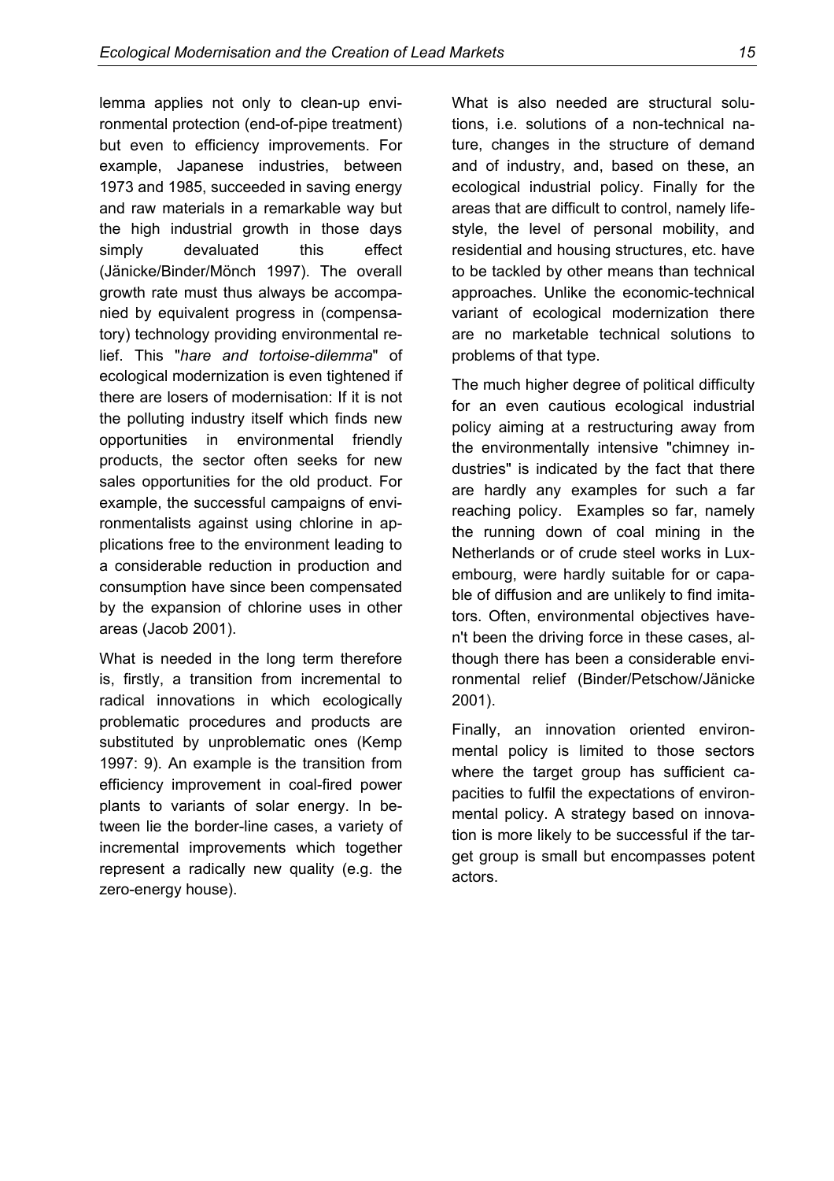lemma applies not only to clean-up environmental protection (end-of-pipe treatment) but even to efficiency improvements. For example, Japanese industries, between 1973 and 1985, succeeded in saving energy and raw materials in a remarkable way but the high industrial growth in those days simply devaluated this effect (Jänicke/Binder/Mönch 1997). The overall growth rate must thus always be accompanied by equivalent progress in (compensatory) technology providing environmental relief. This "*hare and tortoise-dilemma*" of ecological modernization is even tightened if there are losers of modernisation: If it is not the polluting industry itself which finds new opportunities in environmental friendly products, the sector often seeks for new sales opportunities for the old product. For example, the successful campaigns of environmentalists against using chlorine in applications free to the environment leading to a considerable reduction in production and consumption have since been compensated by the expansion of chlorine uses in other areas (Jacob 2001).

What is needed in the long term therefore is, firstly, a transition from incremental to radical innovations in which ecologically problematic procedures and products are substituted by unproblematic ones (Kemp 1997: 9). An example is the transition from efficiency improvement in coal-fired power plants to variants of solar energy. In between lie the border-line cases, a variety of incremental improvements which together represent a radically new quality (e.g. the zero-energy house).

What is also needed are structural solutions, i.e. solutions of a non-technical nature, changes in the structure of demand and of industry, and, based on these, an ecological industrial policy. Finally for the areas that are difficult to control, namely lifestyle, the level of personal mobility, and residential and housing structures, etc. have to be tackled by other means than technical approaches. Unlike the economic-technical variant of ecological modernization there are no marketable technical solutions to problems of that type.

The much higher degree of political difficulty for an even cautious ecological industrial policy aiming at a restructuring away from the environmentally intensive "chimney industries" is indicated by the fact that there are hardly any examples for such a far reaching policy. Examples so far, namely the running down of coal mining in the Netherlands or of crude steel works in Luxembourg, were hardly suitable for or capable of diffusion and are unlikely to find imitators. Often, environmental objectives haven't been the driving force in these cases, although there has been a considerable environmental relief (Binder/Petschow/Jänicke 2001).

Finally, an innovation oriented environmental policy is limited to those sectors where the target group has sufficient capacities to fulfil the expectations of environmental policy. A strategy based on innovation is more likely to be successful if the target group is small but encompasses potent actors.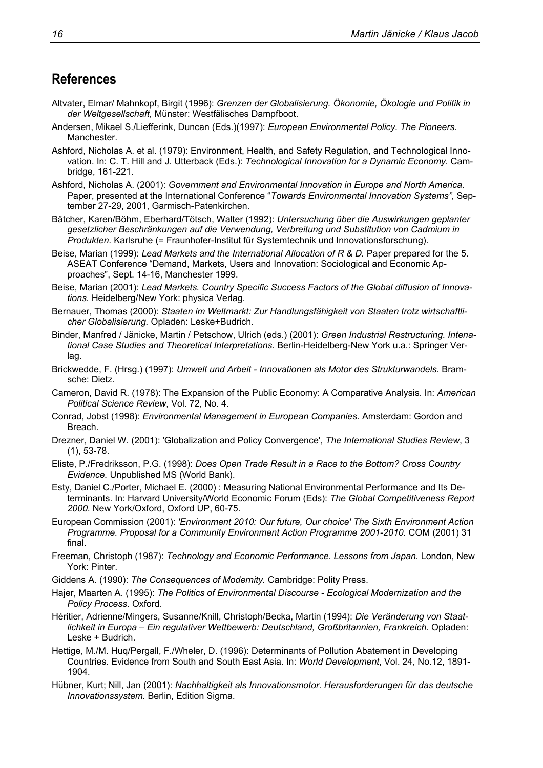## References

Altvater, Elmar/ Mahnkopf, Birgit (1996): *Grenzen der Globalisierung. Ökonomie, Ökologie und Politik in der Weltgesellschaft*, Münster: Westfälisches Dampfboot.

Andersen, Mikael S./Liefferink, Duncan (Eds.)(1997): *European Environmental Policy. The Pioneers.* Manchester.

Ashford, Nicholas A. et al. (1979): Environment, Health, and Safety Regulation, and Technological Innovation. In: C. T. Hill and J. Utterback (Eds.): *Technological Innovation for a Dynamic Economy.* Cambridge, 161-221.

Ashford, Nicholas A. (2001): *Government and Environmental Innovation in Europe and North America*. Paper, presented at the International Conference "*Towards Environmental Innovation Systems"*, September 27-29, 2001, Garmisch-Patenkirchen.

Bätcher, Karen/Böhm, Eberhard/Tötsch, Walter (1992): *Untersuchung über die Auswirkungen geplanter gesetzlicher Beschränkungen auf die Verwendung, Verbreitung und Substitution von Cadmium in Produkten.* Karlsruhe (= Fraunhofer-Institut für Systemtechnik und Innovationsforschung).

Beise, Marian (1999): *Lead Markets and the International Allocation of R & D.* Paper prepared for the 5. ASEAT Conference "Demand, Markets, Users and Innovation: Sociological and Economic Approaches", Sept. 14-16, Manchester 1999.

Beise, Marian (2001): *Lead Markets. Country Specific Success Factors of the Global diffusion of Innovations.* Heidelberg/New York: physica Verlag.

Bernauer, Thomas (2000): *Staaten im Weltmarkt: Zur Handlungsfähigkeit von Staaten trotz wirtschaftlicher Globalisierung.* Opladen: Leske+Budrich.

Binder, Manfred / Jänicke, Martin / Petschow, Ulrich (eds.) (2001): *Green Industrial Restructuring. Intenational Case Studies and Theoretical Interpretations.* Berlin-Heidelberg-New York u.a.: Springer Verlag.

Brickwedde, F. (Hrsg.) (1997): *Umwelt und Arbeit - Innovationen als Motor des Strukturwandels.* Bramsche: Dietz.

Cameron, David R. (1978): The Expansion of the Public Economy: A Comparative Analysis. In: *American Political Science Review*, Vol. 72, No. 4.

Conrad, Jobst (1998): *Environmental Management in European Companies.* Amsterdam: Gordon and Breach.

Drezner, Daniel W. (2001): 'Globalization and Policy Convergence', *The International Studies Review*, 3 (1), 53-78.

Eliste, P./Fredriksson, P.G. (1998): *Does Open Trade Result in a Race to the Bottom? Cross Country Evidence.* Unpublished MS (World Bank).

Esty, Daniel C./Porter, Michael E. (2000) : Measuring National Environmental Performance and Its Determinants. In: Harvard University/World Economic Forum (Eds): *The Global Competitiveness Report 2000.* New York/Oxford, Oxford UP, 60-75.

European Commission (2001): *'Environment 2010: Our future, Our choice' The Sixth Environment Action Programme. Proposal for a Community Environment Action Programme 2001-2010.* COM (2001) 31 final.

Freeman, Christoph (1987): *Technology and Economic Performance. Lessons from Japan.* London, New York: Pinter.

Giddens A. (1990): *The Consequences of Modernity.* Cambridge: Polity Press.

Hajer, Maarten A. (1995): *The Politics of Environmental Discourse - Ecological Modernization and the Policy Process*. Oxford.

Héritier, Adrienne/Mingers, Susanne/Knill, Christoph/Becka, Martin (1994): *Die Veränderung von Staatlichkeit in Europa – Ein regulativer Wettbewerb: Deutschland, Großbritannien, Frankreich.* Opladen: Leske + Budrich.

Hettige, M./M. Huq/Pergall, F./Wheler, D. (1996): Determinants of Pollution Abatement in Developing Countries. Evidence from South and South East Asia. In: *World Development*, Vol. 24, No.12, 1891-1904.

Hübner, Kurt; Nill, Jan (2001): *Nachhaltigkeit als Innovationsmotor. Herausforderungen für das deutsche Innovationssystem.* Berlin, Edition Sigma.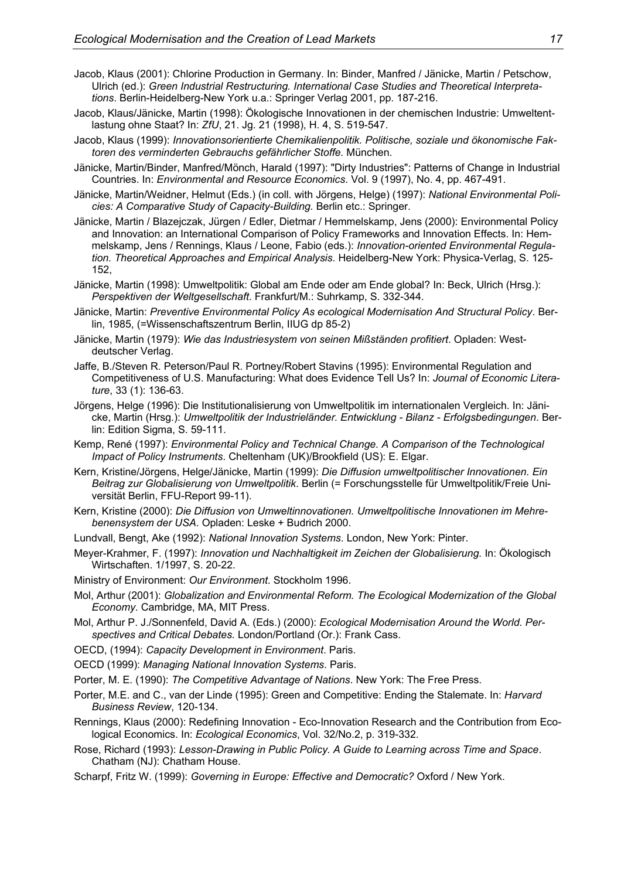Jacob, Klaus (2001): Chlorine Production in Germany. In: Binder, Manfred / Jänicke, Martin / Petschow, Ulrich (ed.): *Green Industrial Restructuring. International Case Studies and Theoretical Interpretations*. Berlin-Heidelberg-New York u.a.: Springer Verlag 2001, pp. 187-216.

Jacob, Klaus/Jänicke, Martin (1998): Ökologische Innovationen in der chemischen Industrie: Umweltentlastung ohne Staat? In: *ZfU*, 21. Jg. 21 (1998), H. 4, S. 519-547.

Jacob, Klaus (1999): *Innovationsorientierte Chemikalienpolitik. Politische, soziale und ökonomische Faktoren des verminderten Gebrauchs gefährlicher Stoffe.* München.

Jänicke, Martin/Binder, Manfred/Mönch, Harald (1997): "Dirty Industries": Patterns of Change in Industrial Countries. In: *Environmental and Resource Economics*. Vol. 9 (1997), No. 4, pp. 467-491.

Jänicke, Martin/Weidner, Helmut (Eds.) (in coll. with Jörgens, Helge) (1997): *National Environmental Policies: A Comparative Study of Capacity-Building.* Berlin etc.: Springer.

Jänicke, Martin / Blazejczak, Jürgen / Edler, Dietmar / Hemmelskamp, Jens (2000): Environmental Policy and Innovation: an International Comparison of Policy Frameworks and Innovation Effects. In: Hemmelskamp, Jens / Rennings, Klaus / Leone, Fabio (eds.): *Innovation-oriented Environmental Regulation. Theoretical Approaches and Empirical Analysis*. Heidelberg-New York: Physica-Verlag, S. 125-152,

Jänicke, Martin (1998): Umweltpolitik: Global am Ende oder am Ende global? In: Beck, Ulrich (Hrsg.): *Perspektiven der Weltgesellschaft*. Frankfurt/M.: Suhrkamp, S. 332-344.

Jänicke, Martin: *Preventive Environmental Policy As ecological Modernisation And Structural Policy*. Berlin, 1985, (=Wissenschaftszentrum Berlin, IIUG dp 85-2)

Jänicke, Martin (1979): *Wie das Industriesystem von seinen Mißständen profitiert*. Opladen: Westdeutscher Verlag.

Jaffe, B./Steven R. Peterson/Paul R. Portney/Robert Stavins (1995): Environmental Regulation and Competitiveness of U.S. Manufacturing: What does Evidence Tell Us? In: *Journal of Economic Literature*, 33 (1): 136-63.

Jörgens, Helge (1996): Die Institutionalisierung von Umweltpolitik im internationalen Vergleich. In: Jänicke, Martin (Hrsg.): *Umweltpolitik der Industrieländer. Entwicklung - Bilanz - Erfolgsbedingungen*. Berlin: Edition Sigma, S. 59-111.

Kemp, René (1997): *Environmental Policy and Technical Change. A Comparison of the Technological Impact of Policy Instruments*. Cheltenham (UK)/Brookfield (US): E. Elgar.

Kern, Kristine/Jörgens, Helge/Jänicke, Martin (1999): *Die Diffusion umweltpolitischer Innovationen. Ein Beitrag zur Globalisierung von Umweltpolitik*. Berlin (= Forschungsstelle für Umweltpolitik/Freie Universität Berlin, FFU-Report 99-11).

Kern, Kristine (2000): *Die Diffusion von Umweltinnovationen. Umweltpolitische Innovationen im Mehrebenensystem der USA*. Opladen: Leske + Budrich 2000.

Lundvall, Bengt, Ake (1992): *National Innovation Systems*. London, New York: Pinter.

Meyer-Krahmer, F. (1997): *Innovation und Nachhaltigkeit im Zeichen der Globalisierung.* In: Ökologisch Wirtschaften. 1/1997, S. 20-22.

Ministry of Environment: *Our Environment*. Stockholm 1996.

Mol, Arthur (2001): *Globalization and Environmental Reform. The Ecological Modernization of the Global Economy*. Cambridge, MA, MIT Press.

Mol, Arthur P. J./Sonnenfeld, David A. (Eds.) (2000): *Ecological Modernisation Around the World. Perspectives and Critical Debates.* London/Portland (Or.): Frank Cass.

OECD, (1994): *Capacity Development in Environment*. Paris.

OECD (1999): *Managing National Innovation Systems*. Paris.

Porter, M. E. (1990): *The Competitive Advantage of Nations*. New York: The Free Press.

Porter, M.E. and C., van der Linde (1995): Green and Competitive: Ending the Stalemate. In: *Harvard Business Review*, 120-134.

Rennings, Klaus (2000): Redefining Innovation - Eco-Innovation Research and the Contribution from Ecological Economics. In: *Ecological Economics*, Vol. 32/No.2, p. 319-332.

Rose, Richard (1993): *Lesson-Drawing in Public Policy. A Guide to Learning across Time and Space*. Chatham (NJ): Chatham House.

Scharpf, Fritz W. (1999): *Governing in Europe: Effective and Democratic?* Oxford / New York.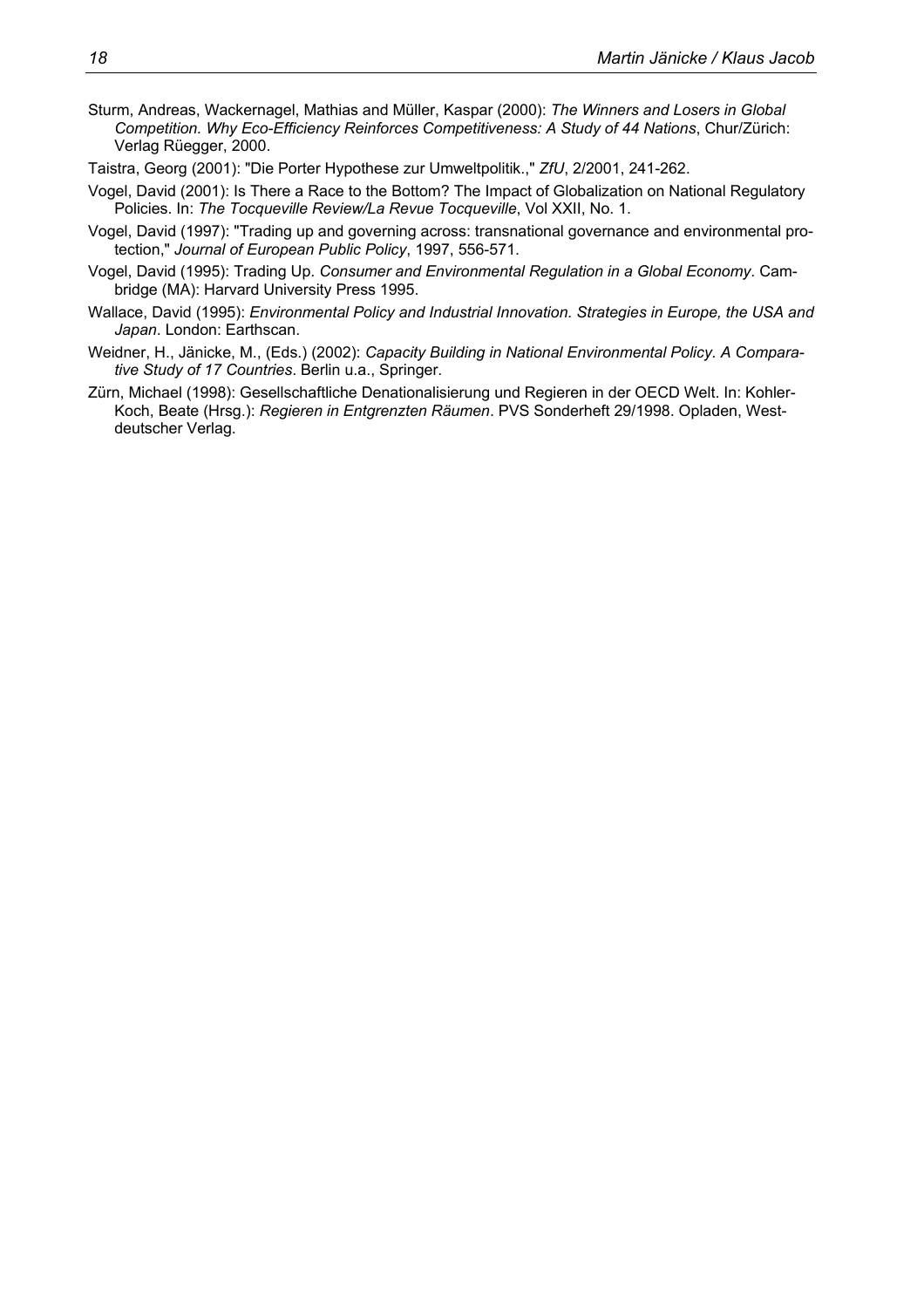Sturm, Andreas, Wackernagel, Mathias and Müller, Kaspar (2000): *The Winners and Losers in Global Competition. Why Eco-Efficiency Reinforces Competitiveness: A Study of 44 Nations*, Chur/Zürich: Verlag Rüegger, 2000.

Taistra, Georg (2001): "Die Porter Hypothese zur Umweltpolitik.," *ZfU*, 2/2001, 241-262.

Vogel, David (2001): Is There a Race to the Bottom? The Impact of Globalization on National Regulatory Policies. In: *The Tocqueville Review/La Revue Tocqueville*, Vol XXII, No. 1.

Vogel, David (1997): "Trading up and governing across: transnational governance and environmental protection," *Journal of European Public Policy*, 1997, 556-571.

Vogel, David (1995): Trading Up. *Consumer and Environmental Regulation in a Global Economy*. Cambridge (MA): Harvard University Press 1995.

Wallace, David (1995): *Environmental Policy and Industrial Innovation. Strategies in Europe, the USA and Japan*. London: Earthscan.

Weidner, H., Jänicke, M., (Eds.) (2002): *Capacity Building in National Environmental Policy. A Comparative Study of 17 Countries*. Berlin u.a., Springer.

Zürn, Michael (1998): Gesellschaftliche Denationalisierung und Regieren in der OECD Welt. In: Kohler-Koch, Beate (Hrsg.): *Regieren in Entgrenzten Räumen*. PVS Sonderheft 29/1998. Opladen, Westdeutscher Verlag.